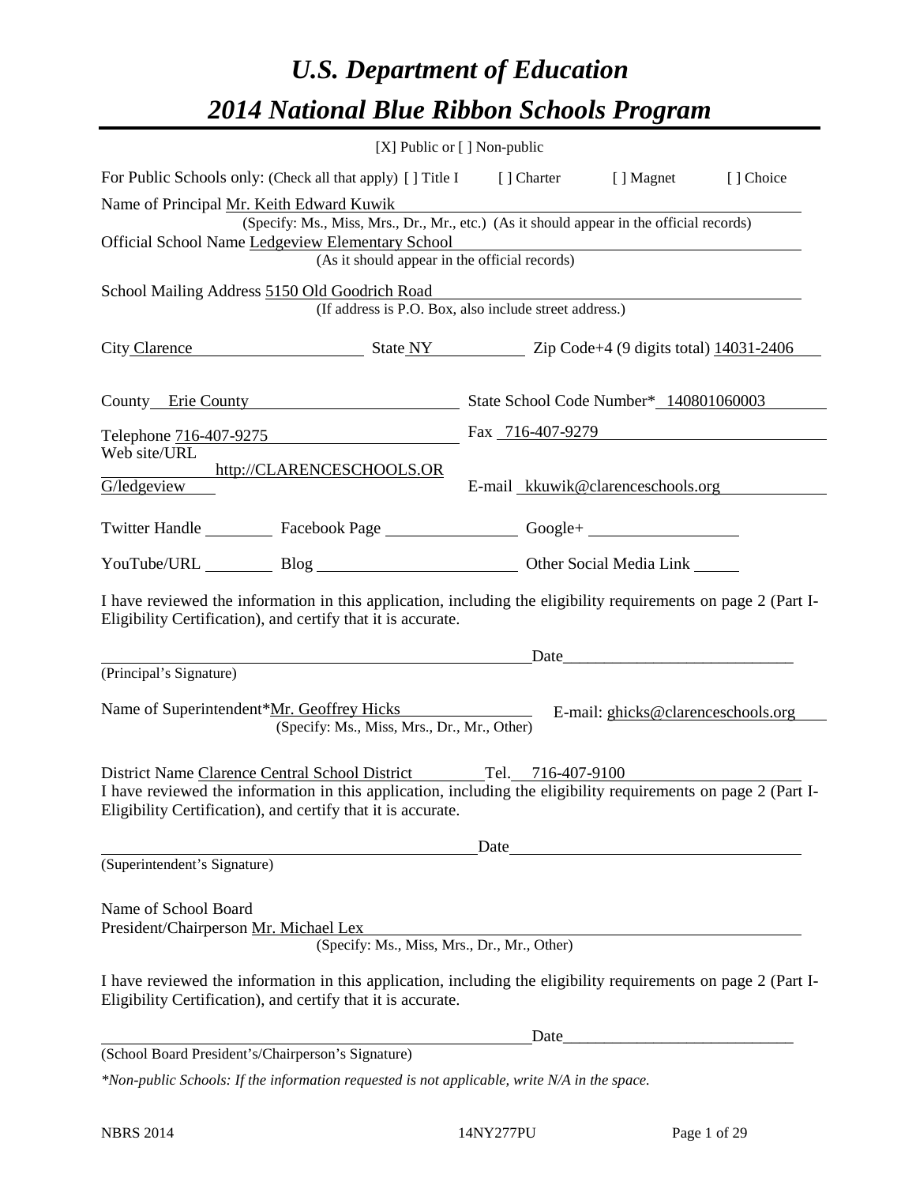# *U.S. Department of Education*

# *2014 National Blue Ribbon Schools Program*

[X] Public or [ ] Non-public

For Public Schools only: (Check all that apply) [ ] Title I [ ] Charter [ ] Magnet [ ] Choice

Name of Principal Mr. Keith Edward Kuwik
(Specify: Ms., Miss, Mrs., Dr., Mr., etc.) (As it should appear in the official records)

Official School Name Ledgeview Elementary School
(As it should appear in the official records)

School Mailing Address 5150 Old Goodrich Road
(If address is P.O. Box, also include street address.)

City Clarence State NY Zip Code+4 (9 digits total) 14031-2406

County Erie County State School Code Number* 140801060003

Telephone 716-407-9275 Fax 716-407-9279

Web site/URL http://CLARENCESCHOOLS.ORG/ledgeview E-mail kkuwik@clarenceschools.org

Twitter Handle ________ Facebook Page ________ Google+ ________

YouTube/URL ________ Blog ________ Other Social Media Link ________

I have reviewed the information in this application, including the eligibility requirements on page 2 (Part I-Eligibility Certification), and certify that it is accurate.

_______________________________ Date_______________________
(Principal's Signature)

Name of Superintendent*Mr. Geoffrey Hicks E-mail: ghicks@clarenceschools.org
(Specify: Ms., Miss, Mrs., Dr., Mr., Other)

District Name Clarence Central School District Tel. 716-407-9100

I have reviewed the information in this application, including the eligibility requirements on page 2 (Part I-Eligibility Certification), and certify that it is accurate.

_______________________________ Date_______________________
(Superintendent's Signature)

Name of School Board
President/Chairperson Mr. Michael Lex
(Specify: Ms., Miss, Mrs., Dr., Mr., Other)

I have reviewed the information in this application, including the eligibility requirements on page 2 (Part I-Eligibility Certification), and certify that it is accurate.

_______________________________ Date_______________________
(School Board President's/Chairperson's Signature)

*\*Non-public Schools: If the information requested is not applicable, write N/A in the space.*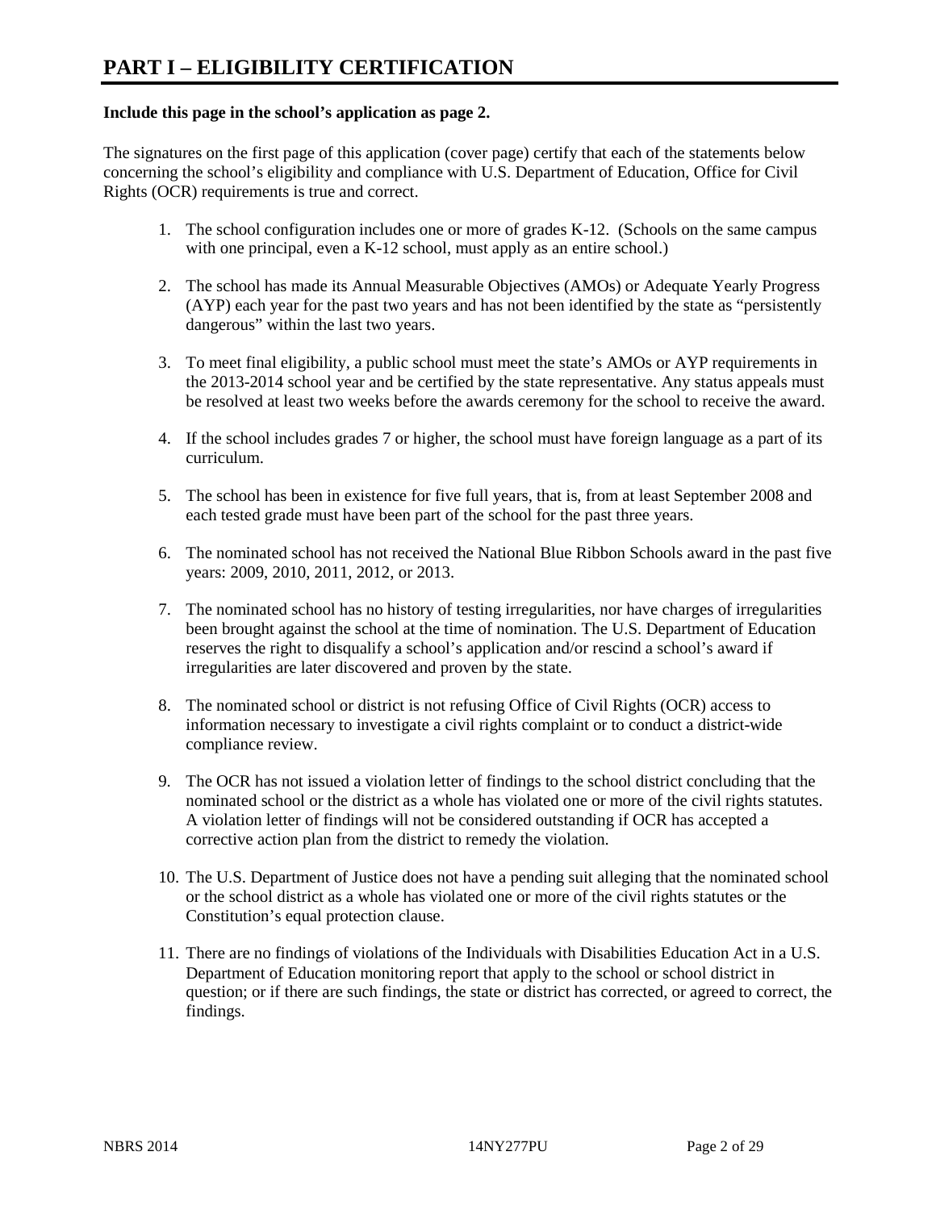# PART I – ELIGIBILITY CERTIFICATION

**Include this page in the school's application as page 2.**

The signatures on the first page of this application (cover page) certify that each of the statements below concerning the school's eligibility and compliance with U.S. Department of Education, Office for Civil Rights (OCR) requirements is true and correct.

1. The school configuration includes one or more of grades K-12. (Schools on the same campus with one principal, even a K-12 school, must apply as an entire school.)

2. The school has made its Annual Measurable Objectives (AMOs) or Adequate Yearly Progress (AYP) each year for the past two years and has not been identified by the state as "persistently dangerous" within the last two years.

3. To meet final eligibility, a public school must meet the state's AMOs or AYP requirements in the 2013-2014 school year and be certified by the state representative. Any status appeals must be resolved at least two weeks before the awards ceremony for the school to receive the award.

4. If the school includes grades 7 or higher, the school must have foreign language as a part of its curriculum.

5. The school has been in existence for five full years, that is, from at least September 2008 and each tested grade must have been part of the school for the past three years.

6. The nominated school has not received the National Blue Ribbon Schools award in the past five years: 2009, 2010, 2011, 2012, or 2013.

7. The nominated school has no history of testing irregularities, nor have charges of irregularities been brought against the school at the time of nomination. The U.S. Department of Education reserves the right to disqualify a school's application and/or rescind a school's award if irregularities are later discovered and proven by the state.

8. The nominated school or district is not refusing Office of Civil Rights (OCR) access to information necessary to investigate a civil rights complaint or to conduct a district-wide compliance review.

9. The OCR has not issued a violation letter of findings to the school district concluding that the nominated school or the district as a whole has violated one or more of the civil rights statutes. A violation letter of findings will not be considered outstanding if OCR has accepted a corrective action plan from the district to remedy the violation.

10. The U.S. Department of Justice does not have a pending suit alleging that the nominated school or the school district as a whole has violated one or more of the civil rights statutes or the Constitution's equal protection clause.

11. There are no findings of violations of the Individuals with Disabilities Education Act in a U.S. Department of Education monitoring report that apply to the school or school district in question; or if there are such findings, the state or district has corrected, or agreed to correct, the findings.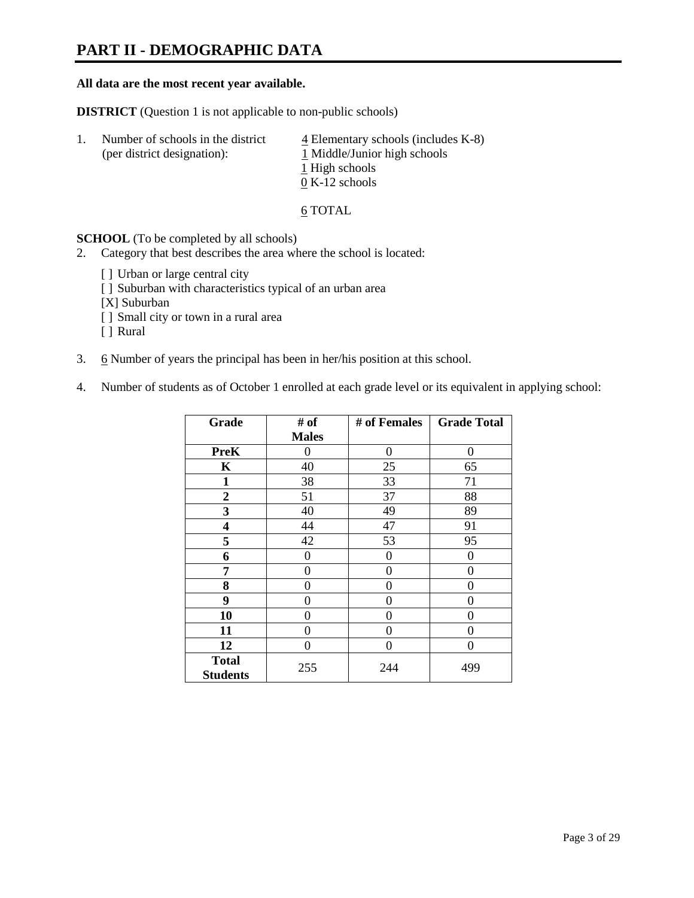# PART II - DEMOGRAPHIC DATA

**All data are the most recent year available.**

**DISTRICT** (Question 1 is not applicable to non-public schools)

1. Number of schools in the district (per district designation):
   - 4 Elementary schools (includes K-8)
   - 1 Middle/Junior high schools
   - 1 High schools
   - 0 K-12 schools

   6 TOTAL

**SCHOOL** (To be completed by all schools)

2. Category that best describes the area where the school is located:

   [ ] Urban or large central city
   [ ] Suburban with characteristics typical of an urban area
   [X] Suburban
   [ ] Small city or town in a rural area
   [ ] Rural

3. 6 Number of years the principal has been in her/his position at this school.

4. Number of students as of October 1 enrolled at each grade level or its equivalent in applying school:

| Grade | # of Males | # of Females | Grade Total |
|---|---|---|---|
| **PreK** | 0 | 0 | 0 |
| **K** | 40 | 25 | 65 |
| **1** | 38 | 33 | 71 |
| **2** | 51 | 37 | 88 |
| **3** | 40 | 49 | 89 |
| **4** | 44 | 47 | 91 |
| **5** | 42 | 53 | 95 |
| **6** | 0 | 0 | 0 |
| **7** | 0 | 0 | 0 |
| **8** | 0 | 0 | 0 |
| **9** | 0 | 0 | 0 |
| **10** | 0 | 0 | 0 |
| **11** | 0 | 0 | 0 |
| **12** | 0 | 0 | 0 |
| **Total Students** | 255 | 244 | 499 |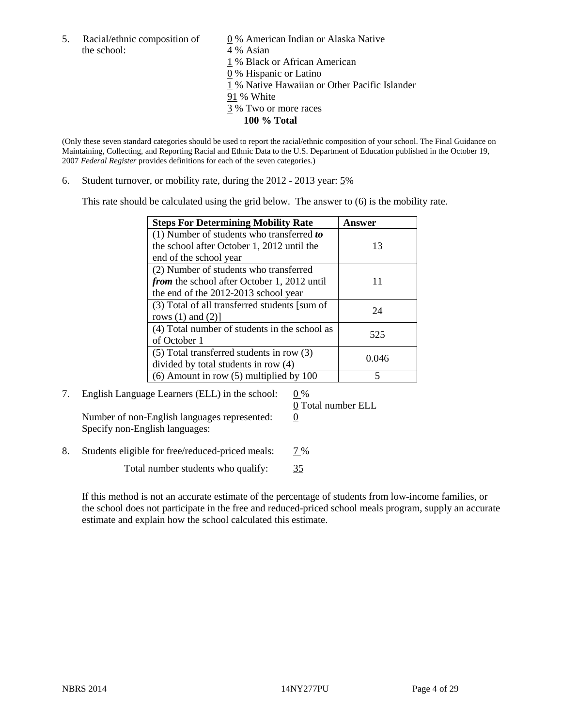5. Racial/ethnic composition of the school:

0 % American Indian or Alaska Native
4 % Asian
1 % Black or African American
0 % Hispanic or Latino
1 % Native Hawaiian or Other Pacific Islander
91 % White
3 % Two or more races
**100 % Total**

(Only these seven standard categories should be used to report the racial/ethnic composition of your school. The Final Guidance on Maintaining, Collecting, and Reporting Racial and Ethnic Data to the U.S. Department of Education published in the October 19, 2007 *Federal Register* provides definitions for each of the seven categories.)

6. Student turnover, or mobility rate, during the 2012 - 2013 year: 5%

This rate should be calculated using the grid below. The answer to (6) is the mobility rate.

| **Steps For Determining Mobility Rate** | **Answer** |
|---|---|
| (1) Number of students who transferred ***to*** the school after October 1, 2012 until the end of the school year | 13 |
| (2) Number of students who transferred ***from*** the school after October 1, 2012 until the end of the 2012-2013 school year | 11 |
| (3) Total of all transferred students [sum of rows (1) and (2)] | 24 |
| (4) Total number of students in the school as of October 1 | 525 |
| (5) Total transferred students in row (3) divided by total students in row (4) | 0.046 |
| (6) Amount in row (5) multiplied by 100 | 5 |

7. English Language Learners (ELL) in the school: 0 %
0 Total number ELL

Number of non-English languages represented: 0
Specify non-English languages:

8. Students eligible for free/reduced-priced meals: 7 %

Total number students who qualify: 35

If this method is not an accurate estimate of the percentage of students from low-income families, or the school does not participate in the free and reduced-priced school meals program, supply an accurate estimate and explain how the school calculated this estimate.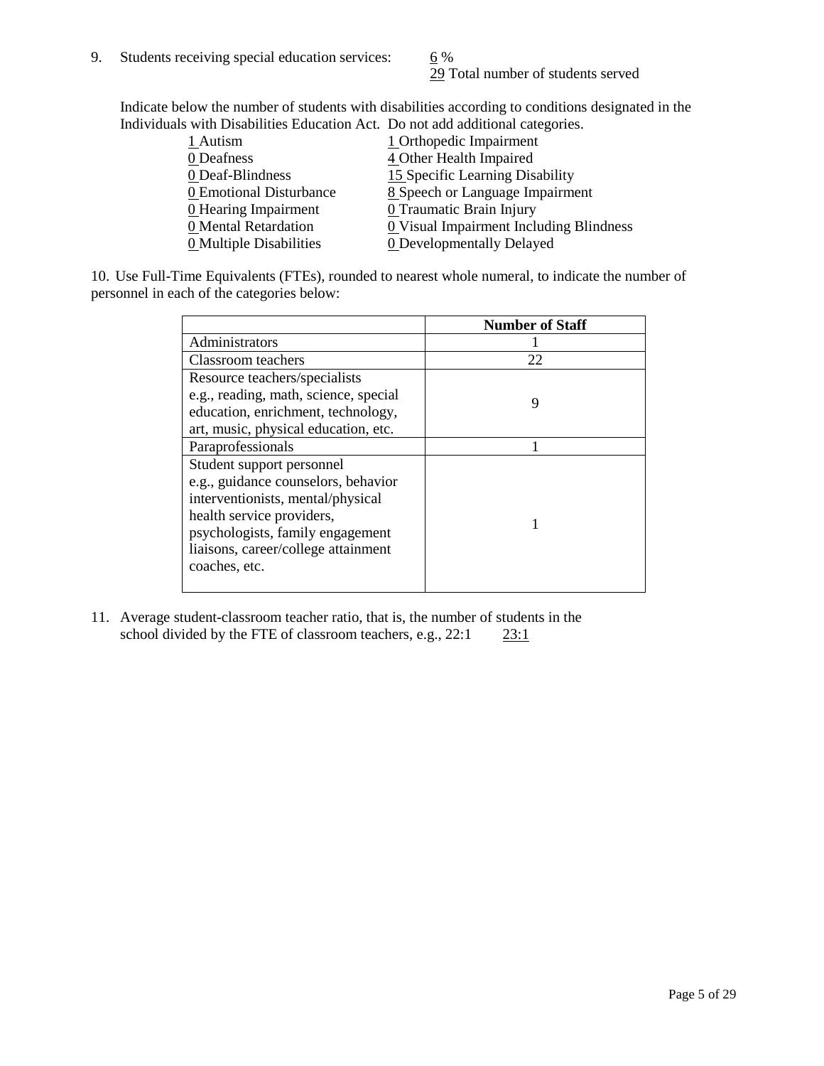9. Students receiving special education services: 6 %
   29 Total number of students served

   Indicate below the number of students with disabilities according to conditions designated in the Individuals with Disabilities Education Act. Do not add additional categories.

| | |
|---|---|
| 1 Autism | 1 Orthopedic Impairment |
| 0 Deafness | 4 Other Health Impaired |
| 0 Deaf-Blindness | 15 Specific Learning Disability |
| 0 Emotional Disturbance | 8 Speech or Language Impairment |
| 0 Hearing Impairment | 0 Traumatic Brain Injury |
| 0 Mental Retardation | 0 Visual Impairment Including Blindness |
| 0 Multiple Disabilities | 0 Developmentally Delayed |

10. Use Full-Time Equivalents (FTEs), rounded to nearest whole numeral, to indicate the number of personnel in each of the categories below:

| | Number of Staff |
|---|---|
| Administrators | 1 |
| Classroom teachers | 22 |
| Resource teachers/specialists e.g., reading, math, science, special education, enrichment, technology, art, music, physical education, etc. | 9 |
| Paraprofessionals | 1 |
| Student support personnel e.g., guidance counselors, behavior interventionists, mental/physical health service providers, psychologists, family engagement liaisons, career/college attainment coaches, etc. | 1 |

11. Average student-classroom teacher ratio, that is, the number of students in the school divided by the FTE of classroom teachers, e.g., 22:1 23:1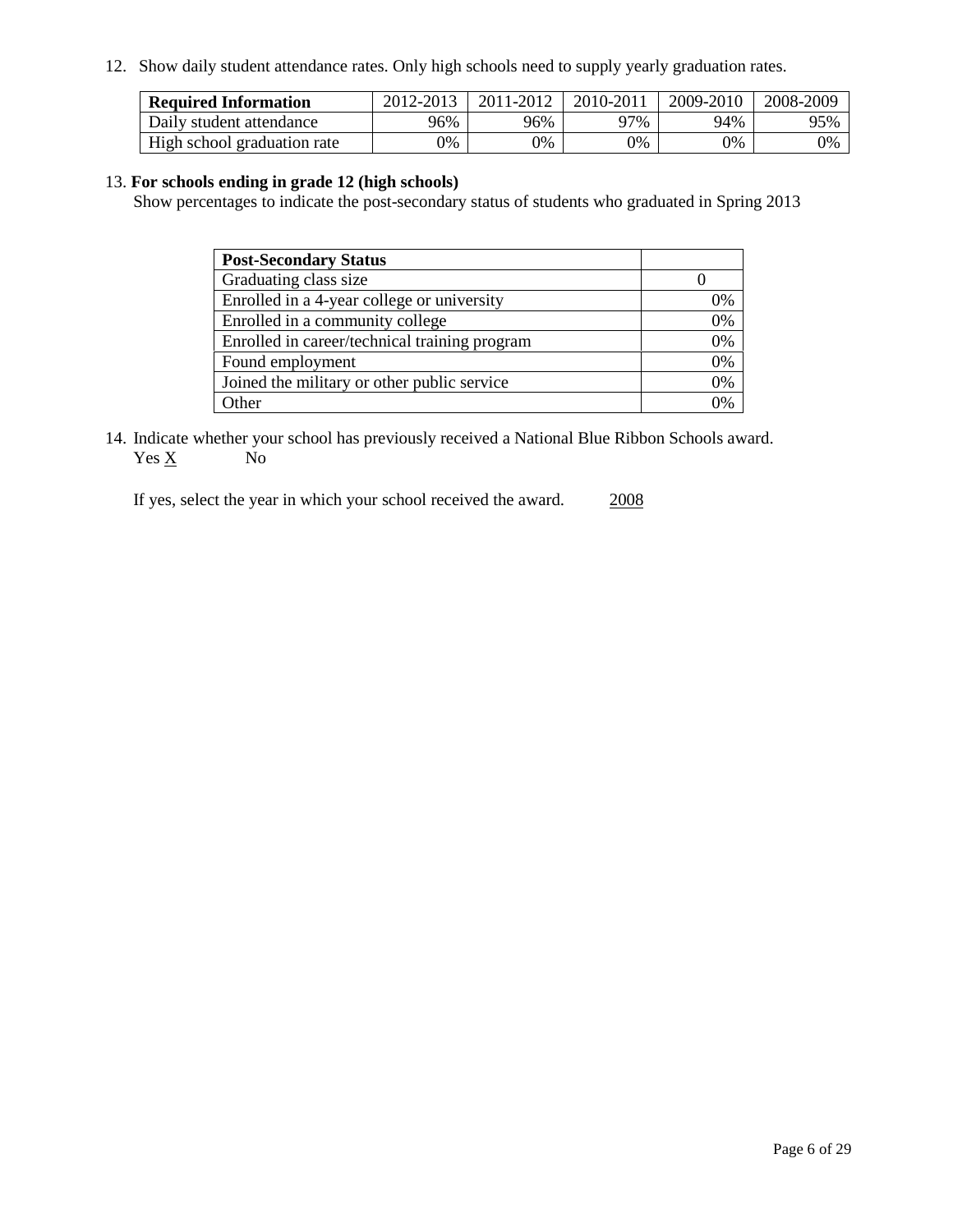12. Show daily student attendance rates. Only high schools need to supply yearly graduation rates.

| **Required Information** | 2012-2013 | 2011-2012 | 2010-2011 | 2009-2010 | 2008-2009 |
|---|---|---|---|---|---|
| Daily student attendance | 96% | 96% | 97% | 94% | 95% |
| High school graduation rate | 0% | 0% | 0% | 0% | 0% |

13. **For schools ending in grade 12 (high schools)**
Show percentages to indicate the post-secondary status of students who graduated in Spring 2013

| **Post-Secondary Status** | |
|---|---|
| Graduating class size | 0 |
| Enrolled in a 4-year college or university | 0% |
| Enrolled in a community college | 0% |
| Enrolled in career/technical training program | 0% |
| Found employment | 0% |
| Joined the military or other public service | 0% |
| Other | 0% |

14. Indicate whether your school has previously received a National Blue Ribbon Schools award.
Yes X No

If yes, select the year in which your school received the award. 2008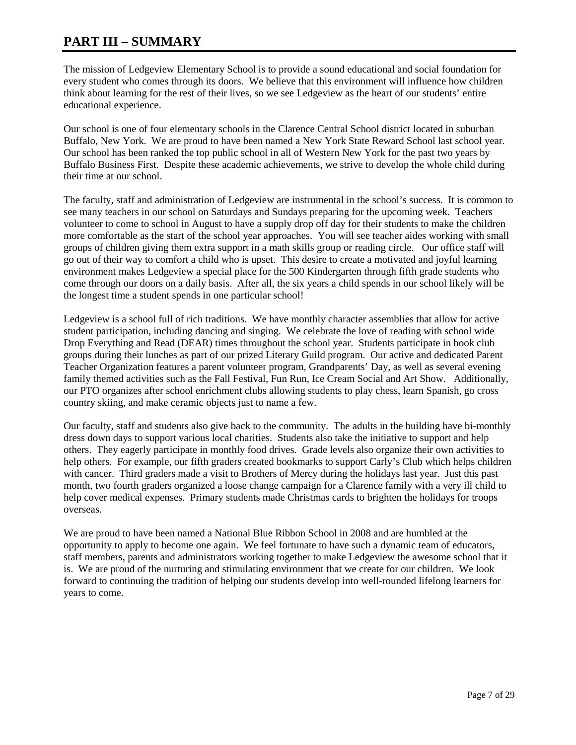# PART III – SUMMARY

The mission of Ledgeview Elementary School is to provide a sound educational and social foundation for every student who comes through its doors. We believe that this environment will influence how children think about learning for the rest of their lives, so we see Ledgeview as the heart of our students' entire educational experience.

Our school is one of four elementary schools in the Clarence Central School district located in suburban Buffalo, New York. We are proud to have been named a New York State Reward School last school year. Our school has been ranked the top public school in all of Western New York for the past two years by Buffalo Business First. Despite these academic achievements, we strive to develop the whole child during their time at our school.

The faculty, staff and administration of Ledgeview are instrumental in the school's success. It is common to see many teachers in our school on Saturdays and Sundays preparing for the upcoming week. Teachers volunteer to come to school in August to have a supply drop off day for their students to make the children more comfortable as the start of the school year approaches. You will see teacher aides working with small groups of children giving them extra support in a math skills group or reading circle. Our office staff will go out of their way to comfort a child who is upset. This desire to create a motivated and joyful learning environment makes Ledgeview a special place for the 500 Kindergarten through fifth grade students who come through our doors on a daily basis. After all, the six years a child spends in our school likely will be the longest time a student spends in one particular school!

Ledgeview is a school full of rich traditions. We have monthly character assemblies that allow for active student participation, including dancing and singing. We celebrate the love of reading with school wide Drop Everything and Read (DEAR) times throughout the school year. Students participate in book club groups during their lunches as part of our prized Literary Guild program. Our active and dedicated Parent Teacher Organization features a parent volunteer program, Grandparents' Day, as well as several evening family themed activities such as the Fall Festival, Fun Run, Ice Cream Social and Art Show. Additionally, our PTO organizes after school enrichment clubs allowing students to play chess, learn Spanish, go cross country skiing, and make ceramic objects just to name a few.

Our faculty, staff and students also give back to the community. The adults in the building have bi-monthly dress down days to support various local charities. Students also take the initiative to support and help others. They eagerly participate in monthly food drives. Grade levels also organize their own activities to help others. For example, our fifth graders created bookmarks to support Carly's Club which helps children with cancer. Third graders made a visit to Brothers of Mercy during the holidays last year. Just this past month, two fourth graders organized a loose change campaign for a Clarence family with a very ill child to help cover medical expenses. Primary students made Christmas cards to brighten the holidays for troops overseas.

We are proud to have been named a National Blue Ribbon School in 2008 and are humbled at the opportunity to apply to become one again. We feel fortunate to have such a dynamic team of educators, staff members, parents and administrators working together to make Ledgeview the awesome school that it is. We are proud of the nurturing and stimulating environment that we create for our children. We look forward to continuing the tradition of helping our students develop into well-rounded lifelong learners for years to come.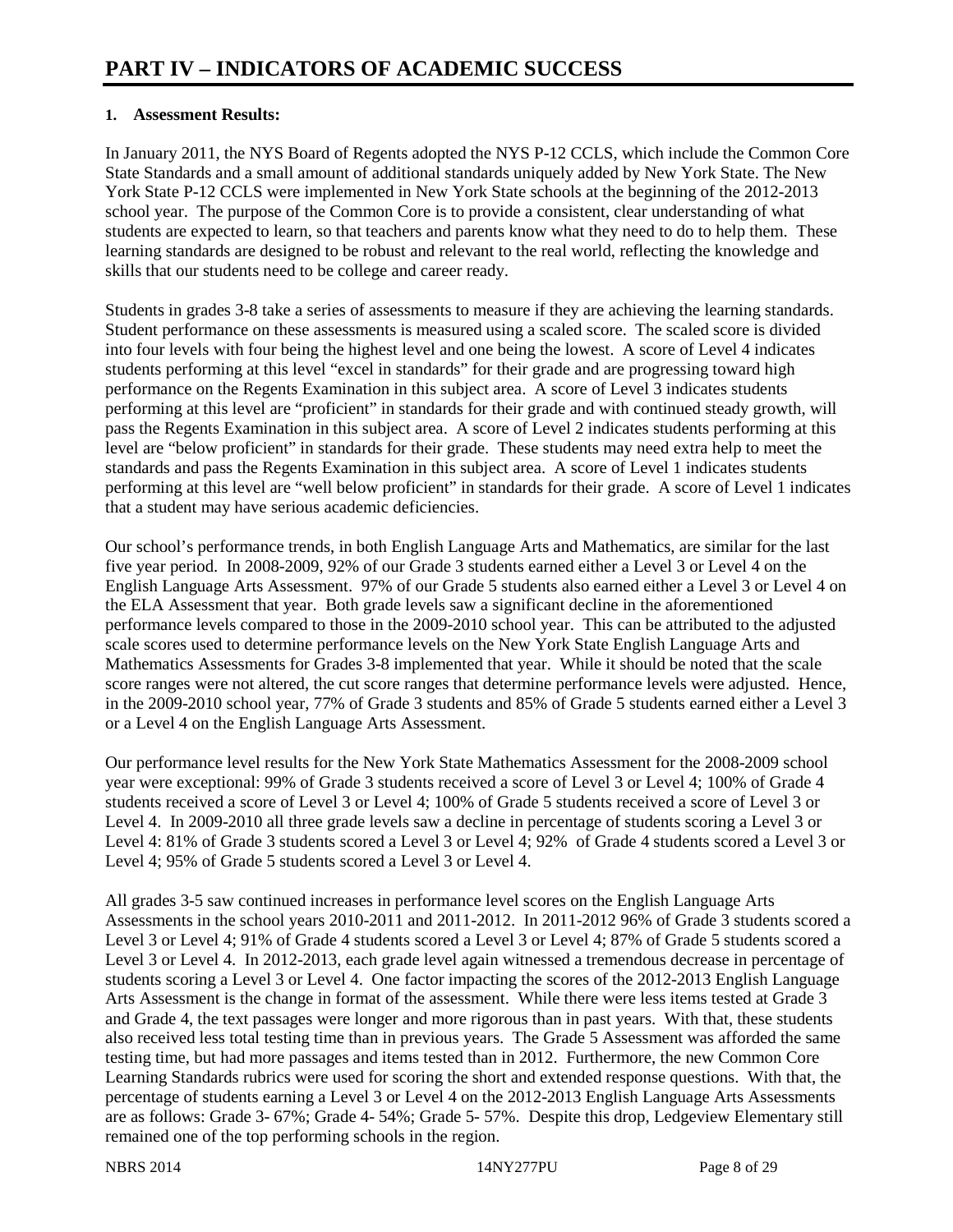# PART IV – INDICATORS OF ACADEMIC SUCCESS

**1. Assessment Results:**

In January 2011, the NYS Board of Regents adopted the NYS P-12 CCLS, which include the Common Core State Standards and a small amount of additional standards uniquely added by New York State. The New York State P-12 CCLS were implemented in New York State schools at the beginning of the 2012-2013 school year. The purpose of the Common Core is to provide a consistent, clear understanding of what students are expected to learn, so that teachers and parents know what they need to do to help them. These learning standards are designed to be robust and relevant to the real world, reflecting the knowledge and skills that our students need to be college and career ready.

Students in grades 3-8 take a series of assessments to measure if they are achieving the learning standards. Student performance on these assessments is measured using a scaled score. The scaled score is divided into four levels with four being the highest level and one being the lowest. A score of Level 4 indicates students performing at this level "excel in standards" for their grade and are progressing toward high performance on the Regents Examination in this subject area. A score of Level 3 indicates students performing at this level are "proficient" in standards for their grade and with continued steady growth, will pass the Regents Examination in this subject area. A score of Level 2 indicates students performing at this level are "below proficient" in standards for their grade. These students may need extra help to meet the standards and pass the Regents Examination in this subject area. A score of Level 1 indicates students performing at this level are "well below proficient" in standards for their grade. A score of Level 1 indicates that a student may have serious academic deficiencies.

Our school's performance trends, in both English Language Arts and Mathematics, are similar for the last five year period. In 2008-2009, 92% of our Grade 3 students earned either a Level 3 or Level 4 on the English Language Arts Assessment. 97% of our Grade 5 students also earned either a Level 3 or Level 4 on the ELA Assessment that year. Both grade levels saw a significant decline in the aforementioned performance levels compared to those in the 2009-2010 school year. This can be attributed to the adjusted scale scores used to determine performance levels on the New York State English Language Arts and Mathematics Assessments for Grades 3-8 implemented that year. While it should be noted that the scale score ranges were not altered, the cut score ranges that determine performance levels were adjusted. Hence, in the 2009-2010 school year, 77% of Grade 3 students and 85% of Grade 5 students earned either a Level 3 or a Level 4 on the English Language Arts Assessment.

Our performance level results for the New York State Mathematics Assessment for the 2008-2009 school year were exceptional: 99% of Grade 3 students received a score of Level 3 or Level 4; 100% of Grade 4 students received a score of Level 3 or Level 4; 100% of Grade 5 students received a score of Level 3 or Level 4. In 2009-2010 all three grade levels saw a decline in percentage of students scoring a Level 3 or Level 4: 81% of Grade 3 students scored a Level 3 or Level 4; 92% of Grade 4 students scored a Level 3 or Level 4; 95% of Grade 5 students scored a Level 3 or Level 4.

All grades 3-5 saw continued increases in performance level scores on the English Language Arts Assessments in the school years 2010-2011 and 2011-2012. In 2011-2012 96% of Grade 3 students scored a Level 3 or Level 4; 91% of Grade 4 students scored a Level 3 or Level 4; 87% of Grade 5 students scored a Level 3 or Level 4. In 2012-2013, each grade level again witnessed a tremendous decrease in percentage of students scoring a Level 3 or Level 4. One factor impacting the scores of the 2012-2013 English Language Arts Assessment is the change in format of the assessment. While there were less items tested at Grade 3 and Grade 4, the text passages were longer and more rigorous than in past years. With that, these students also received less total testing time than in previous years. The Grade 5 Assessment was afforded the same testing time, but had more passages and items tested than in 2012. Furthermore, the new Common Core Learning Standards rubrics were used for scoring the short and extended response questions. With that, the percentage of students earning a Level 3 or Level 4 on the 2012-2013 English Language Arts Assessments are as follows: Grade 3- 67%; Grade 4- 54%; Grade 5- 57%. Despite this drop, Ledgeview Elementary still remained one of the top performing schools in the region.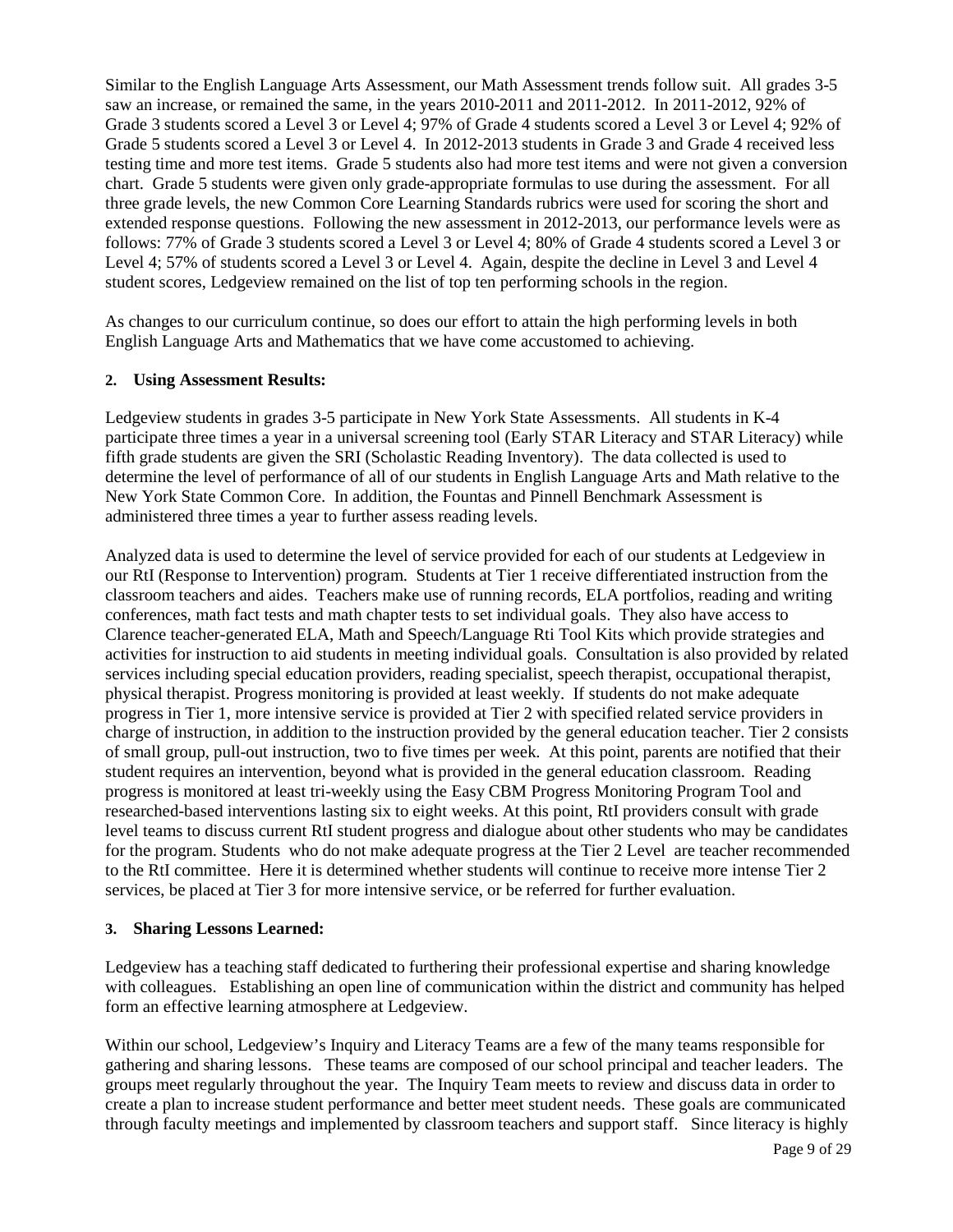Similar to the English Language Arts Assessment, our Math Assessment trends follow suit. All grades 3-5 saw an increase, or remained the same, in the years 2010-2011 and 2011-2012. In 2011-2012, 92% of Grade 3 students scored a Level 3 or Level 4; 97% of Grade 4 students scored a Level 3 or Level 4; 92% of Grade 5 students scored a Level 3 or Level 4. In 2012-2013 students in Grade 3 and Grade 4 received less testing time and more test items. Grade 5 students also had more test items and were not given a conversion chart. Grade 5 students were given only grade-appropriate formulas to use during the assessment. For all three grade levels, the new Common Core Learning Standards rubrics were used for scoring the short and extended response questions. Following the new assessment in 2012-2013, our performance levels were as follows: 77% of Grade 3 students scored a Level 3 or Level 4; 80% of Grade 4 students scored a Level 3 or Level 4; 57% of students scored a Level 3 or Level 4. Again, despite the decline in Level 3 and Level 4 student scores, Ledgeview remained on the list of top ten performing schools in the region.

As changes to our curriculum continue, so does our effort to attain the high performing levels in both English Language Arts and Mathematics that we have come accustomed to achieving.

**2. Using Assessment Results:**

Ledgeview students in grades 3-5 participate in New York State Assessments. All students in K-4 participate three times a year in a universal screening tool (Early STAR Literacy and STAR Literacy) while fifth grade students are given the SRI (Scholastic Reading Inventory). The data collected is used to determine the level of performance of all of our students in English Language Arts and Math relative to the New York State Common Core. In addition, the Fountas and Pinnell Benchmark Assessment is administered three times a year to further assess reading levels.

Analyzed data is used to determine the level of service provided for each of our students at Ledgeview in our RtI (Response to Intervention) program. Students at Tier 1 receive differentiated instruction from the classroom teachers and aides. Teachers make use of running records, ELA portfolios, reading and writing conferences, math fact tests and math chapter tests to set individual goals. They also have access to Clarence teacher-generated ELA, Math and Speech/Language Rti Tool Kits which provide strategies and activities for instruction to aid students in meeting individual goals. Consultation is also provided by related services including special education providers, reading specialist, speech therapist, occupational therapist, physical therapist. Progress monitoring is provided at least weekly. If students do not make adequate progress in Tier 1, more intensive service is provided at Tier 2 with specified related service providers in charge of instruction, in addition to the instruction provided by the general education teacher. Tier 2 consists of small group, pull-out instruction, two to five times per week. At this point, parents are notified that their student requires an intervention, beyond what is provided in the general education classroom. Reading progress is monitored at least tri-weekly using the Easy CBM Progress Monitoring Program Tool and researched-based interventions lasting six to eight weeks. At this point, RtI providers consult with grade level teams to discuss current RtI student progress and dialogue about other students who may be candidates for the program. Students who do not make adequate progress at the Tier 2 Level are teacher recommended to the RtI committee. Here it is determined whether students will continue to receive more intense Tier 2 services, be placed at Tier 3 for more intensive service, or be referred for further evaluation.

**3. Sharing Lessons Learned:**

Ledgeview has a teaching staff dedicated to furthering their professional expertise and sharing knowledge with colleagues. Establishing an open line of communication within the district and community has helped form an effective learning atmosphere at Ledgeview.

Within our school, Ledgeview's Inquiry and Literacy Teams are a few of the many teams responsible for gathering and sharing lessons. These teams are composed of our school principal and teacher leaders. The groups meet regularly throughout the year. The Inquiry Team meets to review and discuss data in order to create a plan to increase student performance and better meet student needs. These goals are communicated through faculty meetings and implemented by classroom teachers and support staff. Since literacy is highly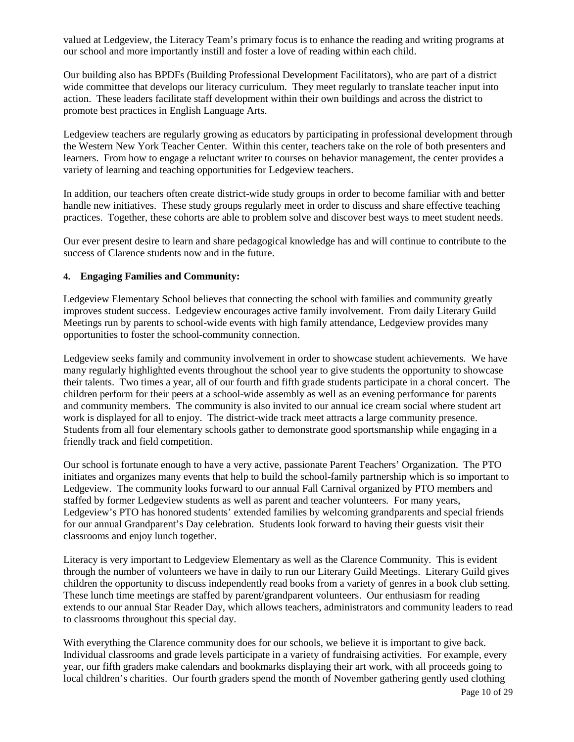valued at Ledgeview, the Literacy Team's primary focus is to enhance the reading and writing programs at our school and more importantly instill and foster a love of reading within each child.

Our building also has BPDFs (Building Professional Development Facilitators), who are part of a district wide committee that develops our literacy curriculum. They meet regularly to translate teacher input into action. These leaders facilitate staff development within their own buildings and across the district to promote best practices in English Language Arts.

Ledgeview teachers are regularly growing as educators by participating in professional development through the Western New York Teacher Center. Within this center, teachers take on the role of both presenters and learners. From how to engage a reluctant writer to courses on behavior management, the center provides a variety of learning and teaching opportunities for Ledgeview teachers.

In addition, our teachers often create district-wide study groups in order to become familiar with and better handle new initiatives. These study groups regularly meet in order to discuss and share effective teaching practices. Together, these cohorts are able to problem solve and discover best ways to meet student needs.

Our ever present desire to learn and share pedagogical knowledge has and will continue to contribute to the success of Clarence students now and in the future.

**4. Engaging Families and Community:**

Ledgeview Elementary School believes that connecting the school with families and community greatly improves student success. Ledgeview encourages active family involvement. From daily Literary Guild Meetings run by parents to school-wide events with high family attendance, Ledgeview provides many opportunities to foster the school-community connection.

Ledgeview seeks family and community involvement in order to showcase student achievements. We have many regularly highlighted events throughout the school year to give students the opportunity to showcase their talents. Two times a year, all of our fourth and fifth grade students participate in a choral concert. The children perform for their peers at a school-wide assembly as well as an evening performance for parents and community members. The community is also invited to our annual ice cream social where student art work is displayed for all to enjoy. The district-wide track meet attracts a large community presence. Students from all four elementary schools gather to demonstrate good sportsmanship while engaging in a friendly track and field competition.

Our school is fortunate enough to have a very active, passionate Parent Teachers' Organization. The PTO initiates and organizes many events that help to build the school-family partnership which is so important to Ledgeview. The community looks forward to our annual Fall Carnival organized by PTO members and staffed by former Ledgeview students as well as parent and teacher volunteers. For many years, Ledgeview's PTO has honored students' extended families by welcoming grandparents and special friends for our annual Grandparent's Day celebration. Students look forward to having their guests visit their classrooms and enjoy lunch together.

Literacy is very important to Ledgeview Elementary as well as the Clarence Community. This is evident through the number of volunteers we have in daily to run our Literary Guild Meetings. Literary Guild gives children the opportunity to discuss independently read books from a variety of genres in a book club setting. These lunch time meetings are staffed by parent/grandparent volunteers. Our enthusiasm for reading extends to our annual Star Reader Day, which allows teachers, administrators and community leaders to read to classrooms throughout this special day.

With everything the Clarence community does for our schools, we believe it is important to give back. Individual classrooms and grade levels participate in a variety of fundraising activities. For example, every year, our fifth graders make calendars and bookmarks displaying their art work, with all proceeds going to local children's charities. Our fourth graders spend the month of November gathering gently used clothing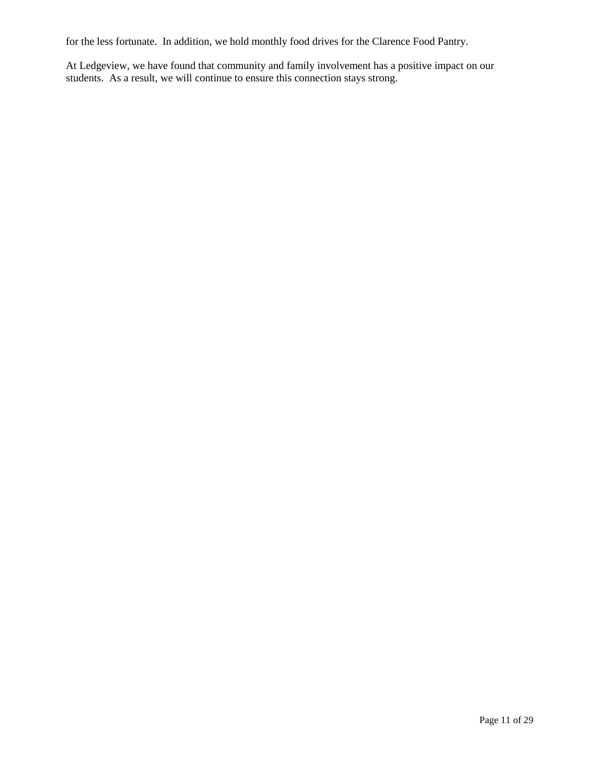for the less fortunate. In addition, we hold monthly food drives for the Clarence Food Pantry.

At Ledgeview, we have found that community and family involvement has a positive impact on our students. As a result, we will continue to ensure this connection stays strong.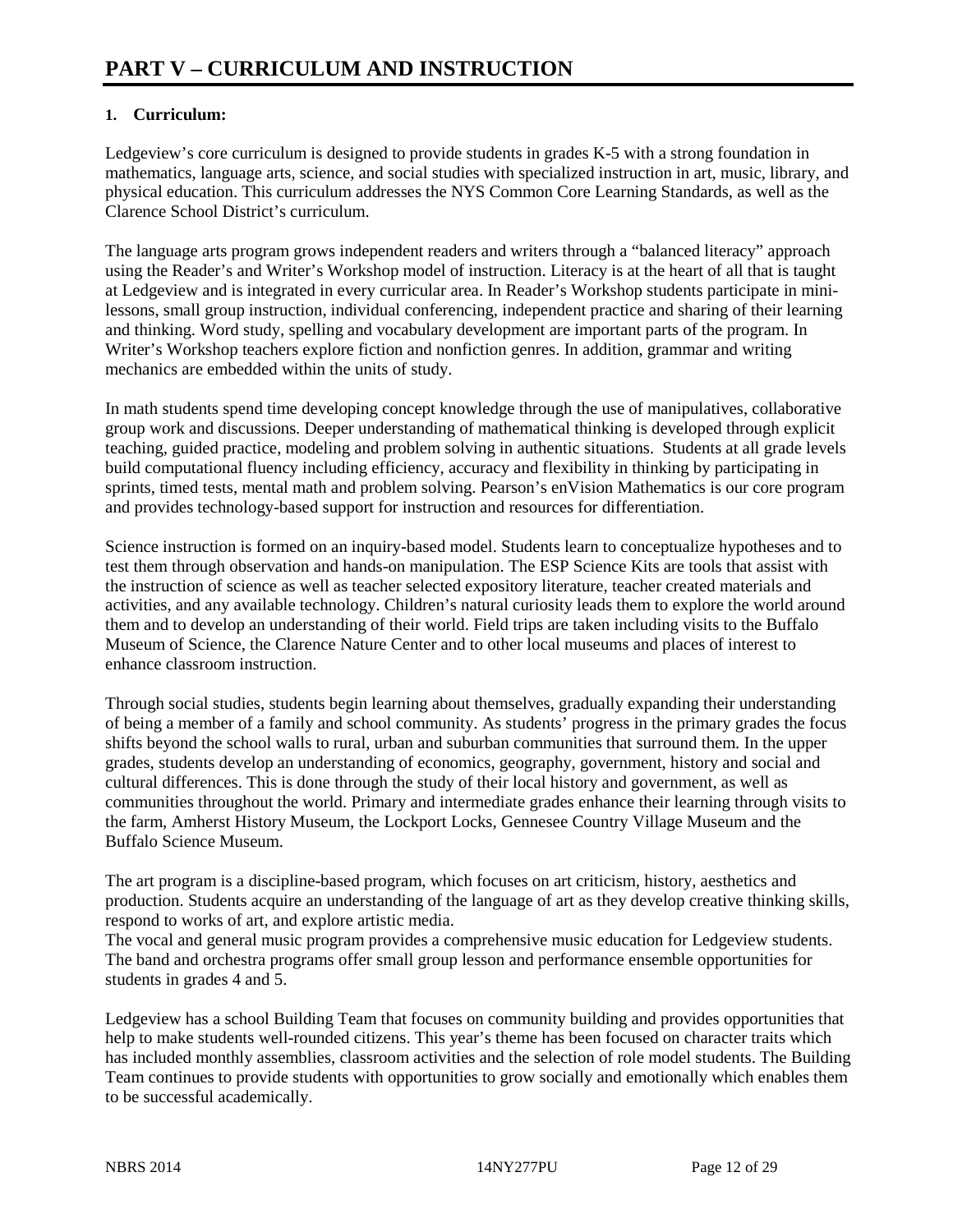# PART V – CURRICULUM AND INSTRUCTION

**1. Curriculum:**

Ledgeview's core curriculum is designed to provide students in grades K-5 with a strong foundation in mathematics, language arts, science, and social studies with specialized instruction in art, music, library, and physical education. This curriculum addresses the NYS Common Core Learning Standards, as well as the Clarence School District's curriculum.

The language arts program grows independent readers and writers through a "balanced literacy" approach using the Reader's and Writer's Workshop model of instruction. Literacy is at the heart of all that is taught at Ledgeview and is integrated in every curricular area. In Reader's Workshop students participate in mini-lessons, small group instruction, individual conferencing, independent practice and sharing of their learning and thinking. Word study, spelling and vocabulary development are important parts of the program. In Writer's Workshop teachers explore fiction and nonfiction genres. In addition, grammar and writing mechanics are embedded within the units of study.

In math students spend time developing concept knowledge through the use of manipulatives, collaborative group work and discussions. Deeper understanding of mathematical thinking is developed through explicit teaching, guided practice, modeling and problem solving in authentic situations. Students at all grade levels build computational fluency including efficiency, accuracy and flexibility in thinking by participating in sprints, timed tests, mental math and problem solving. Pearson's enVision Mathematics is our core program and provides technology-based support for instruction and resources for differentiation.

Science instruction is formed on an inquiry-based model. Students learn to conceptualize hypotheses and to test them through observation and hands-on manipulation. The ESP Science Kits are tools that assist with the instruction of science as well as teacher selected expository literature, teacher created materials and activities, and any available technology. Children's natural curiosity leads them to explore the world around them and to develop an understanding of their world. Field trips are taken including visits to the Buffalo Museum of Science, the Clarence Nature Center and to other local museums and places of interest to enhance classroom instruction.

Through social studies, students begin learning about themselves, gradually expanding their understanding of being a member of a family and school community. As students' progress in the primary grades the focus shifts beyond the school walls to rural, urban and suburban communities that surround them. In the upper grades, students develop an understanding of economics, geography, government, history and social and cultural differences. This is done through the study of their local history and government, as well as communities throughout the world. Primary and intermediate grades enhance their learning through visits to the farm, Amherst History Museum, the Lockport Locks, Gennesee Country Village Museum and the Buffalo Science Museum.

The art program is a discipline-based program, which focuses on art criticism, history, aesthetics and production. Students acquire an understanding of the language of art as they develop creative thinking skills, respond to works of art, and explore artistic media.
The vocal and general music program provides a comprehensive music education for Ledgeview students. The band and orchestra programs offer small group lesson and performance ensemble opportunities for students in grades 4 and 5.

Ledgeview has a school Building Team that focuses on community building and provides opportunities that help to make students well-rounded citizens. This year's theme has been focused on character traits which has included monthly assemblies, classroom activities and the selection of role model students. The Building Team continues to provide students with opportunities to grow socially and emotionally which enables them to be successful academically.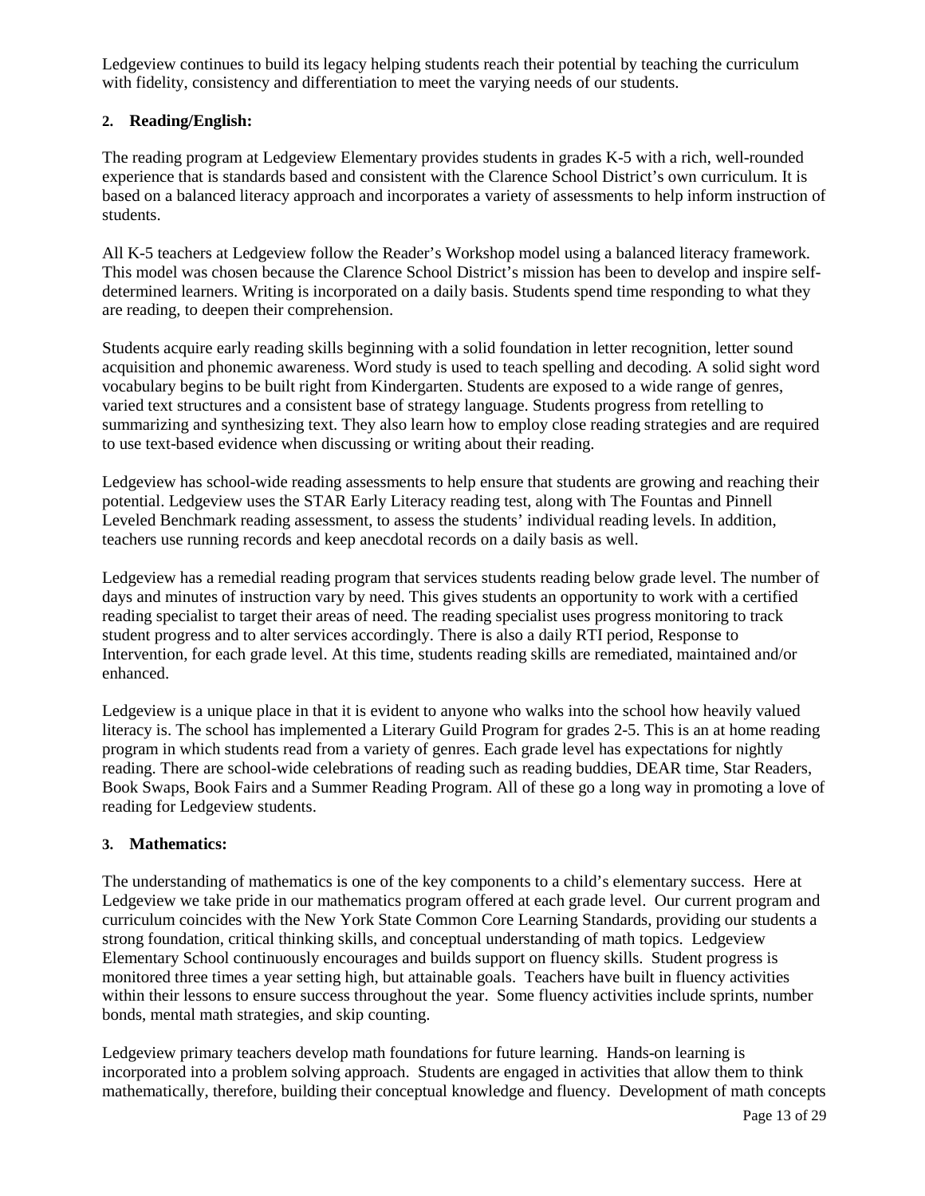Ledgeview continues to build its legacy helping students reach their potential by teaching the curriculum with fidelity, consistency and differentiation to meet the varying needs of our students.

**2. Reading/English:**

The reading program at Ledgeview Elementary provides students in grades K-5 with a rich, well-rounded experience that is standards based and consistent with the Clarence School District's own curriculum. It is based on a balanced literacy approach and incorporates a variety of assessments to help inform instruction of students.

All K-5 teachers at Ledgeview follow the Reader's Workshop model using a balanced literacy framework. This model was chosen because the Clarence School District's mission has been to develop and inspire self-determined learners. Writing is incorporated on a daily basis. Students spend time responding to what they are reading, to deepen their comprehension.

Students acquire early reading skills beginning with a solid foundation in letter recognition, letter sound acquisition and phonemic awareness. Word study is used to teach spelling and decoding. A solid sight word vocabulary begins to be built right from Kindergarten. Students are exposed to a wide range of genres, varied text structures and a consistent base of strategy language. Students progress from retelling to summarizing and synthesizing text. They also learn how to employ close reading strategies and are required to use text-based evidence when discussing or writing about their reading.

Ledgeview has school-wide reading assessments to help ensure that students are growing and reaching their potential. Ledgeview uses the STAR Early Literacy reading test, along with The Fountas and Pinnell Leveled Benchmark reading assessment, to assess the students' individual reading levels. In addition, teachers use running records and keep anecdotal records on a daily basis as well.

Ledgeview has a remedial reading program that services students reading below grade level. The number of days and minutes of instruction vary by need. This gives students an opportunity to work with a certified reading specialist to target their areas of need. The reading specialist uses progress monitoring to track student progress and to alter services accordingly. There is also a daily RTI period, Response to Intervention, for each grade level. At this time, students reading skills are remediated, maintained and/or enhanced.

Ledgeview is a unique place in that it is evident to anyone who walks into the school how heavily valued literacy is. The school has implemented a Literary Guild Program for grades 2-5. This is an at home reading program in which students read from a variety of genres. Each grade level has expectations for nightly reading. There are school-wide celebrations of reading such as reading buddies, DEAR time, Star Readers, Book Swaps, Book Fairs and a Summer Reading Program. All of these go a long way in promoting a love of reading for Ledgeview students.

**3. Mathematics:**

The understanding of mathematics is one of the key components to a child's elementary success. Here at Ledgeview we take pride in our mathematics program offered at each grade level. Our current program and curriculum coincides with the New York State Common Core Learning Standards, providing our students a strong foundation, critical thinking skills, and conceptual understanding of math topics. Ledgeview Elementary School continuously encourages and builds support on fluency skills. Student progress is monitored three times a year setting high, but attainable goals. Teachers have built in fluency activities within their lessons to ensure success throughout the year. Some fluency activities include sprints, number bonds, mental math strategies, and skip counting.

Ledgeview primary teachers develop math foundations for future learning. Hands-on learning is incorporated into a problem solving approach. Students are engaged in activities that allow them to think mathematically, therefore, building their conceptual knowledge and fluency. Development of math concepts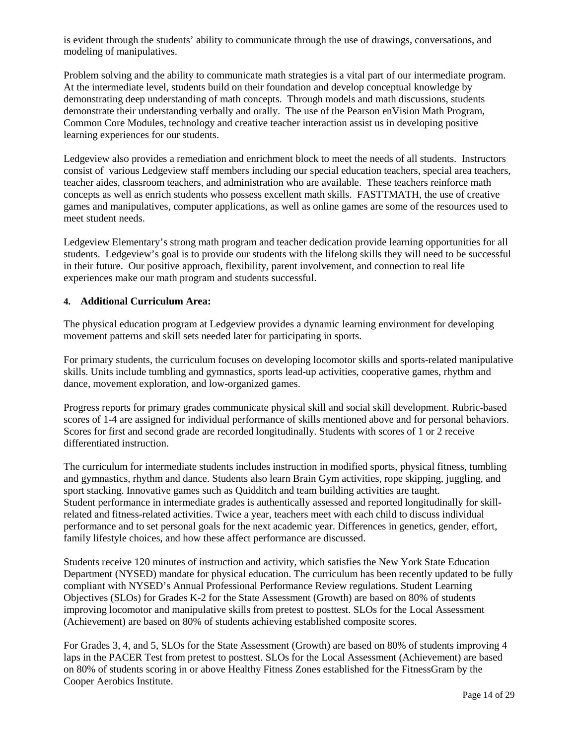is evident through the students' ability to communicate through the use of drawings, conversations, and modeling of manipulatives.

Problem solving and the ability to communicate math strategies is a vital part of our intermediate program. At the intermediate level, students build on their foundation and develop conceptual knowledge by demonstrating deep understanding of math concepts. Through models and math discussions, students demonstrate their understanding verbally and orally. The use of the Pearson enVision Math Program, Common Core Modules, technology and creative teacher interaction assist us in developing positive learning experiences for our students.

Ledgeview also provides a remediation and enrichment block to meet the needs of all students. Instructors consist of various Ledgeview staff members including our special education teachers, special area teachers, teacher aides, classroom teachers, and administration who are available. These teachers reinforce math concepts as well as enrich students who possess excellent math skills. FASTTMATH, the use of creative games and manipulatives, computer applications, as well as online games are some of the resources used to meet student needs.

Ledgeview Elementary's strong math program and teacher dedication provide learning opportunities for all students. Ledgeview's goal is to provide our students with the lifelong skills they will need to be successful in their future. Our positive approach, flexibility, parent involvement, and connection to real life experiences make our math program and students successful.

**4. Additional Curriculum Area:**

The physical education program at Ledgeview provides a dynamic learning environment for developing movement patterns and skill sets needed later for participating in sports.

For primary students, the curriculum focuses on developing locomotor skills and sports-related manipulative skills. Units include tumbling and gymnastics, sports lead-up activities, cooperative games, rhythm and dance, movement exploration, and low-organized games.

Progress reports for primary grades communicate physical skill and social skill development. Rubric-based scores of 1-4 are assigned for individual performance of skills mentioned above and for personal behaviors. Scores for first and second grade are recorded longitudinally. Students with scores of 1 or 2 receive differentiated instruction.

The curriculum for intermediate students includes instruction in modified sports, physical fitness, tumbling and gymnastics, rhythm and dance. Students also learn Brain Gym activities, rope skipping, juggling, and sport stacking. Innovative games such as Quidditch and team building activities are taught.
Student performance in intermediate grades is authentically assessed and reported longitudinally for skill-related and fitness-related activities. Twice a year, teachers meet with each child to discuss individual performance and to set personal goals for the next academic year. Differences in genetics, gender, effort, family lifestyle choices, and how these affect performance are discussed.

Students receive 120 minutes of instruction and activity, which satisfies the New York State Education Department (NYSED) mandate for physical education. The curriculum has been recently updated to be fully compliant with NYSED's Annual Professional Performance Review regulations. Student Learning Objectives (SLOs) for Grades K-2 for the State Assessment (Growth) are based on 80% of students improving locomotor and manipulative skills from pretest to posttest. SLOs for the Local Assessment (Achievement) are based on 80% of students achieving established composite scores.

For Grades 3, 4, and 5, SLOs for the State Assessment (Growth) are based on 80% of students improving 4 laps in the PACER Test from pretest to posttest. SLOs for the Local Assessment (Achievement) are based on 80% of students scoring in or above Healthy Fitness Zones established for the FitnessGram by the Cooper Aerobics Institute.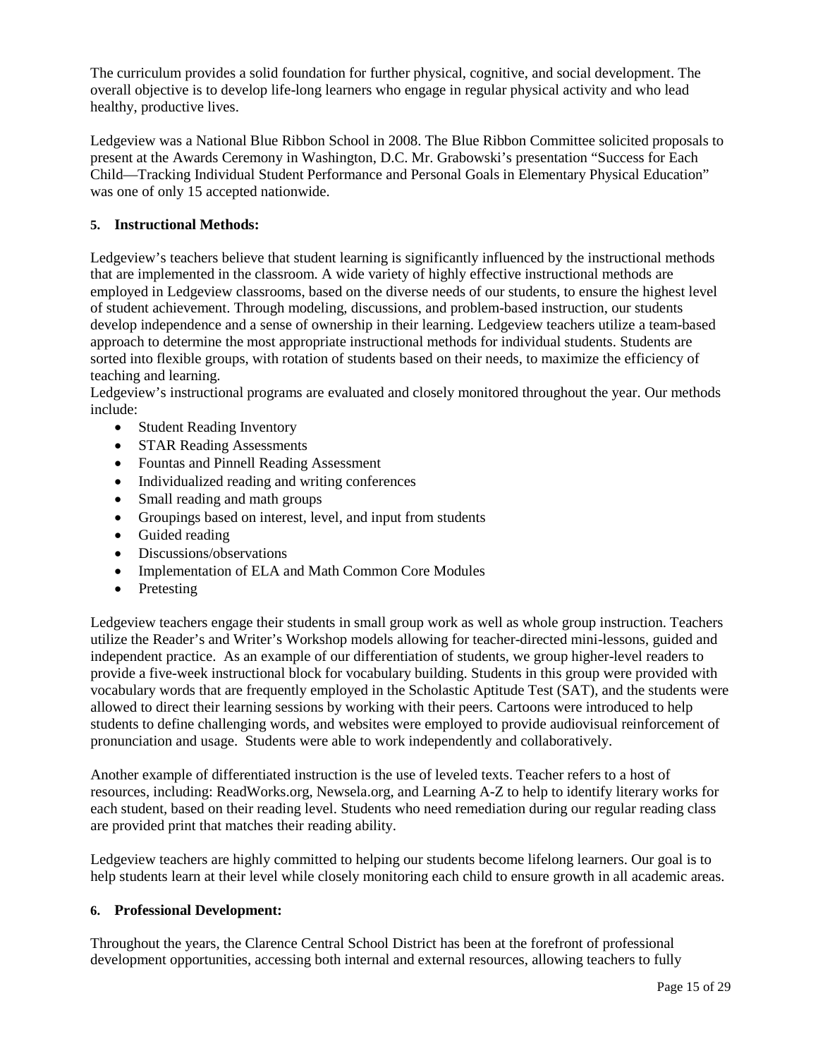The curriculum provides a solid foundation for further physical, cognitive, and social development. The overall objective is to develop life-long learners who engage in regular physical activity and who lead healthy, productive lives.

Ledgeview was a National Blue Ribbon School in 2008. The Blue Ribbon Committee solicited proposals to present at the Awards Ceremony in Washington, D.C. Mr. Grabowski's presentation "Success for Each Child—Tracking Individual Student Performance and Personal Goals in Elementary Physical Education" was one of only 15 accepted nationwide.

**5. Instructional Methods:**

Ledgeview's teachers believe that student learning is significantly influenced by the instructional methods that are implemented in the classroom. A wide variety of highly effective instructional methods are employed in Ledgeview classrooms, based on the diverse needs of our students, to ensure the highest level of student achievement. Through modeling, discussions, and problem-based instruction, our students develop independence and a sense of ownership in their learning. Ledgeview teachers utilize a team-based approach to determine the most appropriate instructional methods for individual students. Students are sorted into flexible groups, with rotation of students based on their needs, to maximize the efficiency of teaching and learning.
Ledgeview's instructional programs are evaluated and closely monitored throughout the year. Our methods include:

- Student Reading Inventory
- STAR Reading Assessments
- Fountas and Pinnell Reading Assessment
- Individualized reading and writing conferences
- Small reading and math groups
- Groupings based on interest, level, and input from students
- Guided reading
- Discussions/observations
- Implementation of ELA and Math Common Core Modules
- Pretesting

Ledgeview teachers engage their students in small group work as well as whole group instruction. Teachers utilize the Reader's and Writer's Workshop models allowing for teacher-directed mini-lessons, guided and independent practice. As an example of our differentiation of students, we group higher-level readers to provide a five-week instructional block for vocabulary building. Students in this group were provided with vocabulary words that are frequently employed in the Scholastic Aptitude Test (SAT), and the students were allowed to direct their learning sessions by working with their peers. Cartoons were introduced to help students to define challenging words, and websites were employed to provide audiovisual reinforcement of pronunciation and usage. Students were able to work independently and collaboratively.

Another example of differentiated instruction is the use of leveled texts. Teacher refers to a host of resources, including: ReadWorks.org, Newsela.org, and Learning A-Z to help to identify literary works for each student, based on their reading level. Students who need remediation during our regular reading class are provided print that matches their reading ability.

Ledgeview teachers are highly committed to helping our students become lifelong learners. Our goal is to help students learn at their level while closely monitoring each child to ensure growth in all academic areas.

**6. Professional Development:**

Throughout the years, the Clarence Central School District has been at the forefront of professional development opportunities, accessing both internal and external resources, allowing teachers to fully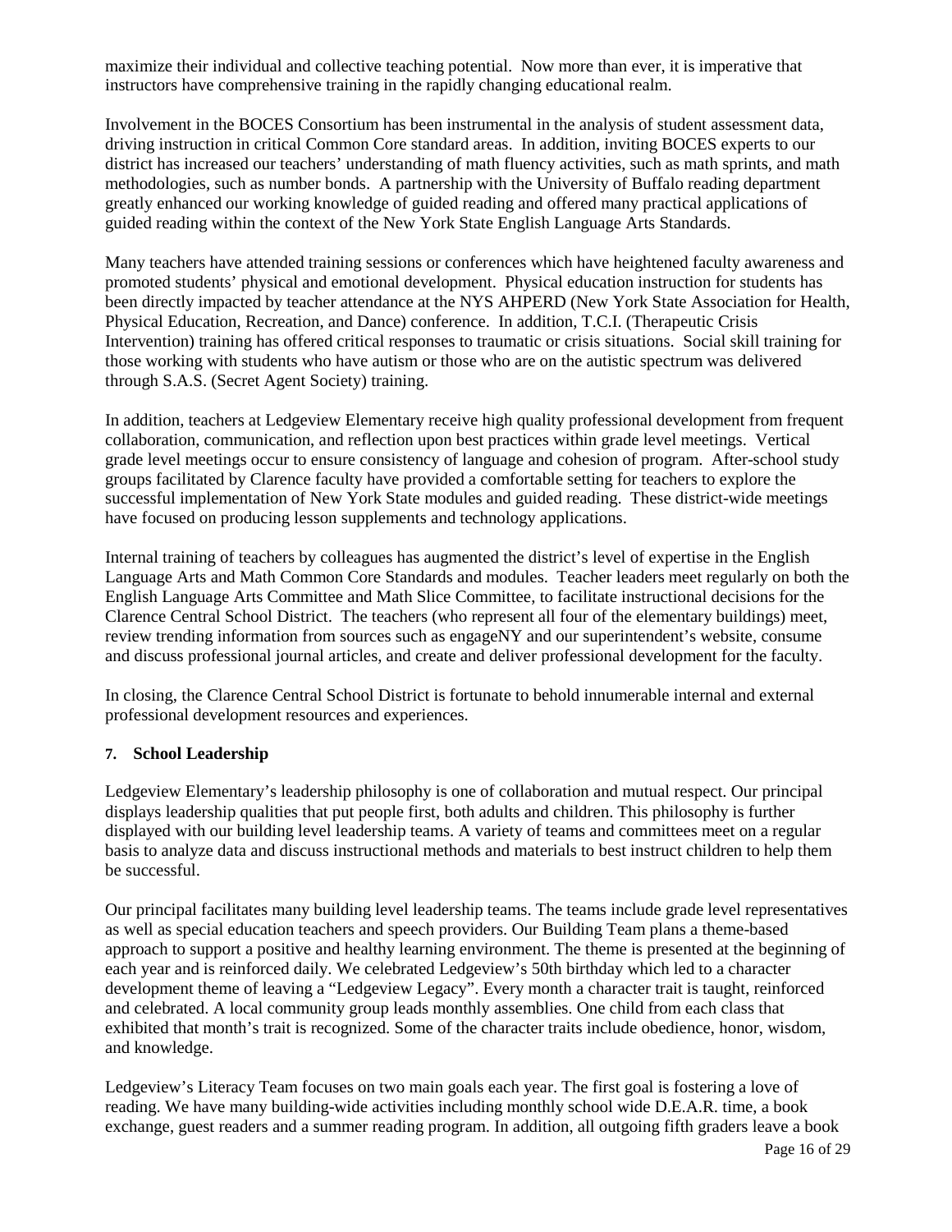maximize their individual and collective teaching potential. Now more than ever, it is imperative that instructors have comprehensive training in the rapidly changing educational realm.

Involvement in the BOCES Consortium has been instrumental in the analysis of student assessment data, driving instruction in critical Common Core standard areas. In addition, inviting BOCES experts to our district has increased our teachers' understanding of math fluency activities, such as math sprints, and math methodologies, such as number bonds. A partnership with the University of Buffalo reading department greatly enhanced our working knowledge of guided reading and offered many practical applications of guided reading within the context of the New York State English Language Arts Standards.

Many teachers have attended training sessions or conferences which have heightened faculty awareness and promoted students' physical and emotional development. Physical education instruction for students has been directly impacted by teacher attendance at the NYS AHPERD (New York State Association for Health, Physical Education, Recreation, and Dance) conference. In addition, T.C.I. (Therapeutic Crisis Intervention) training has offered critical responses to traumatic or crisis situations. Social skill training for those working with students who have autism or those who are on the autistic spectrum was delivered through S.A.S. (Secret Agent Society) training.

In addition, teachers at Ledgeview Elementary receive high quality professional development from frequent collaboration, communication, and reflection upon best practices within grade level meetings. Vertical grade level meetings occur to ensure consistency of language and cohesion of program. After-school study groups facilitated by Clarence faculty have provided a comfortable setting for teachers to explore the successful implementation of New York State modules and guided reading. These district-wide meetings have focused on producing lesson supplements and technology applications.

Internal training of teachers by colleagues has augmented the district's level of expertise in the English Language Arts and Math Common Core Standards and modules. Teacher leaders meet regularly on both the English Language Arts Committee and Math Slice Committee, to facilitate instructional decisions for the Clarence Central School District. The teachers (who represent all four of the elementary buildings) meet, review trending information from sources such as engageNY and our superintendent's website, consume and discuss professional journal articles, and create and deliver professional development for the faculty.

In closing, the Clarence Central School District is fortunate to behold innumerable internal and external professional development resources and experiences.

**7. School Leadership**

Ledgeview Elementary's leadership philosophy is one of collaboration and mutual respect. Our principal displays leadership qualities that put people first, both adults and children. This philosophy is further displayed with our building level leadership teams. A variety of teams and committees meet on a regular basis to analyze data and discuss instructional methods and materials to best instruct children to help them be successful.

Our principal facilitates many building level leadership teams. The teams include grade level representatives as well as special education teachers and speech providers. Our Building Team plans a theme-based approach to support a positive and healthy learning environment. The theme is presented at the beginning of each year and is reinforced daily. We celebrated Ledgeview's 50th birthday which led to a character development theme of leaving a "Ledgeview Legacy". Every month a character trait is taught, reinforced and celebrated. A local community group leads monthly assemblies. One child from each class that exhibited that month's trait is recognized. Some of the character traits include obedience, honor, wisdom, and knowledge.

Ledgeview's Literacy Team focuses on two main goals each year. The first goal is fostering a love of reading. We have many building-wide activities including monthly school wide D.E.A.R. time, a book exchange, guest readers and a summer reading program. In addition, all outgoing fifth graders leave a book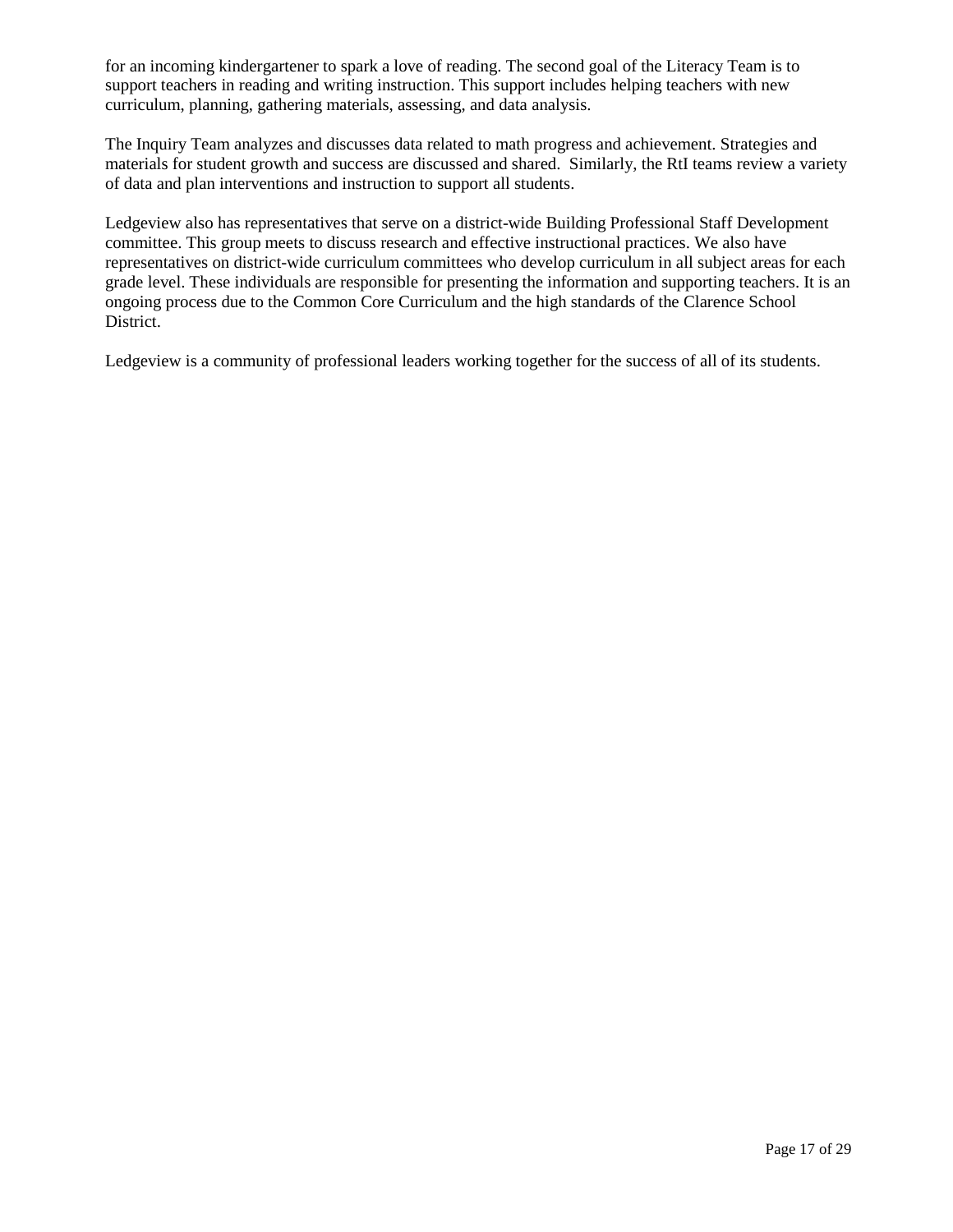for an incoming kindergartener to spark a love of reading. The second goal of the Literacy Team is to support teachers in reading and writing instruction. This support includes helping teachers with new curriculum, planning, gathering materials, assessing, and data analysis.

The Inquiry Team analyzes and discusses data related to math progress and achievement. Strategies and materials for student growth and success are discussed and shared. Similarly, the RtI teams review a variety of data and plan interventions and instruction to support all students.

Ledgeview also has representatives that serve on a district-wide Building Professional Staff Development committee. This group meets to discuss research and effective instructional practices. We also have representatives on district-wide curriculum committees who develop curriculum in all subject areas for each grade level. These individuals are responsible for presenting the information and supporting teachers. It is an ongoing process due to the Common Core Curriculum and the high standards of the Clarence School District.

Ledgeview is a community of professional leaders working together for the success of all of its students.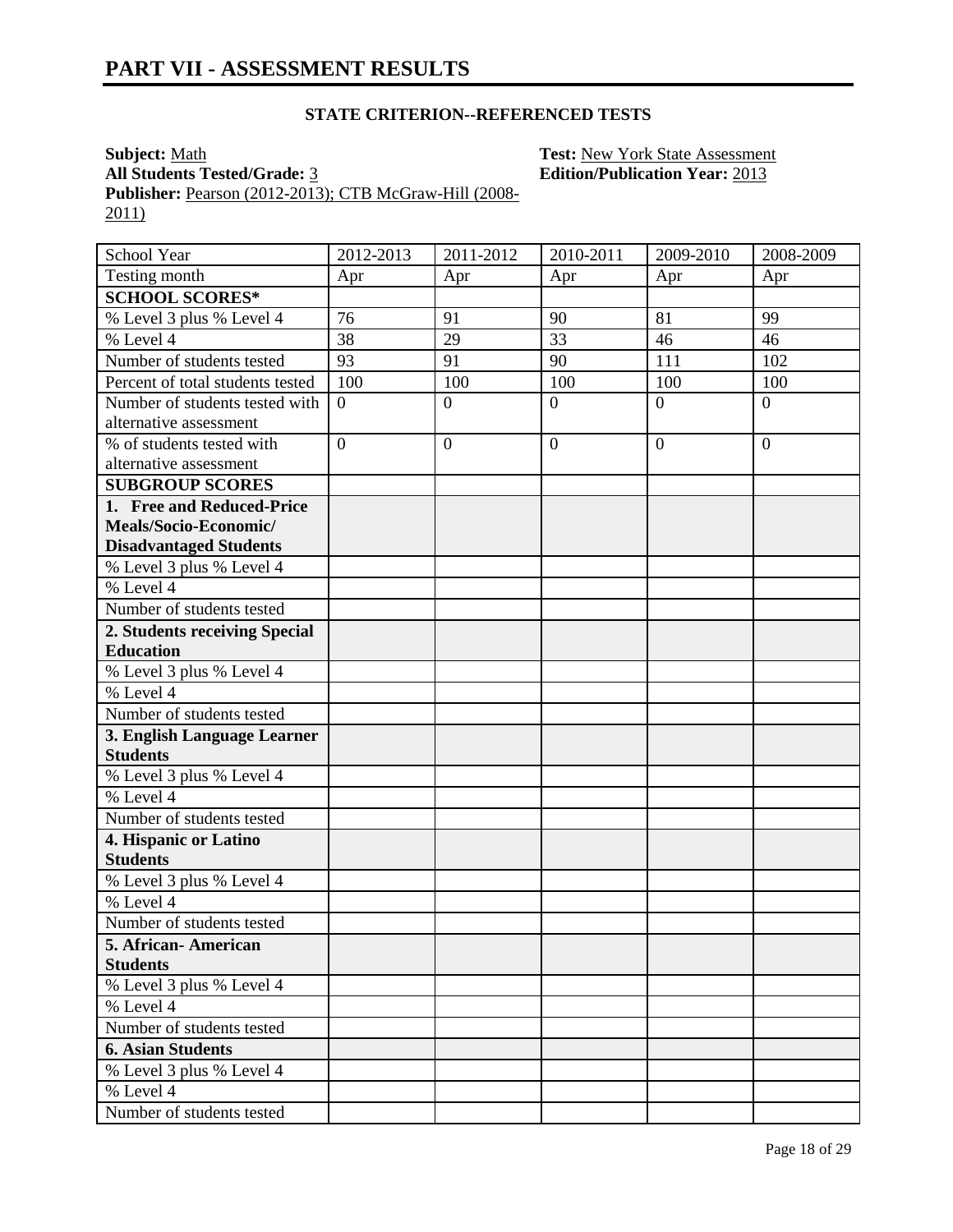# PART VII - ASSESSMENT RESULTS

### STATE CRITERION--REFERENCED TESTS

**Subject:** Math  
**Test:** New York State Assessment  
**All Students Tested/Grade:** 3  
**Edition/Publication Year:** 2013  
**Publisher:** Pearson (2012-2013); CTB McGraw-Hill (2008-2011)

| School Year | 2012-2013 | 2011-2012 | 2010-2011 | 2009-2010 | 2008-2009 |
|---|---|---|---|---|---|
| Testing month | Apr | Apr | Apr | Apr | Apr |
| **SCHOOL SCORES*** | | | | | |
| % Level 3 plus % Level 4 | 76 | 91 | 90 | 81 | 99 |
| % Level 4 | 38 | 29 | 33 | 46 | 46 |
| Number of students tested | 93 | 91 | 90 | 111 | 102 |
| Percent of total students tested | 100 | 100 | 100 | 100 | 100 |
| Number of students tested with alternative assessment | 0 | 0 | 0 | 0 | 0 |
| % of students tested with alternative assessment | 0 | 0 | 0 | 0 | 0 |
| **SUBGROUP SCORES** | | | | | |
| **1. Free and Reduced-Price Meals/Socio-Economic/ Disadvantaged Students** | | | | | |
| % Level 3 plus % Level 4 | | | | | |
| % Level 4 | | | | | |
| Number of students tested | | | | | |
| **2. Students receiving Special Education** | | | | | |
| % Level 3 plus % Level 4 | | | | | |
| % Level 4 | | | | | |
| Number of students tested | | | | | |
| **3. English Language Learner Students** | | | | | |
| % Level 3 plus % Level 4 | | | | | |
| % Level 4 | | | | | |
| Number of students tested | | | | | |
| **4. Hispanic or Latino Students** | | | | | |
| % Level 3 plus % Level 4 | | | | | |
| % Level 4 | | | | | |
| Number of students tested | | | | | |
| **5. African- American Students** | | | | | |
| % Level 3 plus % Level 4 | | | | | |
| % Level 4 | | | | | |
| Number of students tested | | | | | |
| **6. Asian Students** | | | | | |
| % Level 3 plus % Level 4 | | | | | |
| % Level 4 | | | | | |
| Number of students tested | | | | | |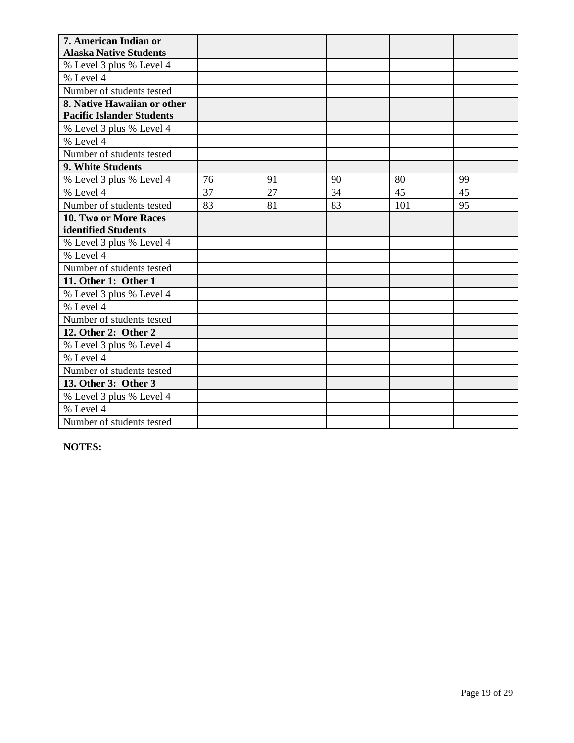| 7. American Indian or Alaska Native Students | | | | | |
|---|---|---|---|---|---|
| % Level 3 plus % Level 4 | | | | | |
| % Level 4 | | | | | |
| Number of students tested | | | | | |
| **8. Native Hawaiian or other Pacific Islander Students** | | | | | |
| % Level 3 plus % Level 4 | | | | | |
| % Level 4 | | | | | |
| Number of students tested | | | | | |
| **9. White Students** | | | | | |
| % Level 3 plus % Level 4 | 76 | 91 | 90 | 80 | 99 |
| % Level 4 | 37 | 27 | 34 | 45 | 45 |
| Number of students tested | 83 | 81 | 83 | 101 | 95 |
| **10. Two or More Races identified Students** | | | | | |
| % Level 3 plus % Level 4 | | | | | |
| % Level 4 | | | | | |
| Number of students tested | | | | | |
| **11. Other 1: Other 1** | | | | | |
| % Level 3 plus % Level 4 | | | | | |
| % Level 4 | | | | | |
| Number of students tested | | | | | |
| **12. Other 2: Other 2** | | | | | |
| % Level 3 plus % Level 4 | | | | | |
| % Level 4 | | | | | |
| Number of students tested | | | | | |
| **13. Other 3: Other 3** | | | | | |
| % Level 3 plus % Level 4 | | | | | |
| % Level 4 | | | | | |
| Number of students tested | | | | | |

**NOTES:**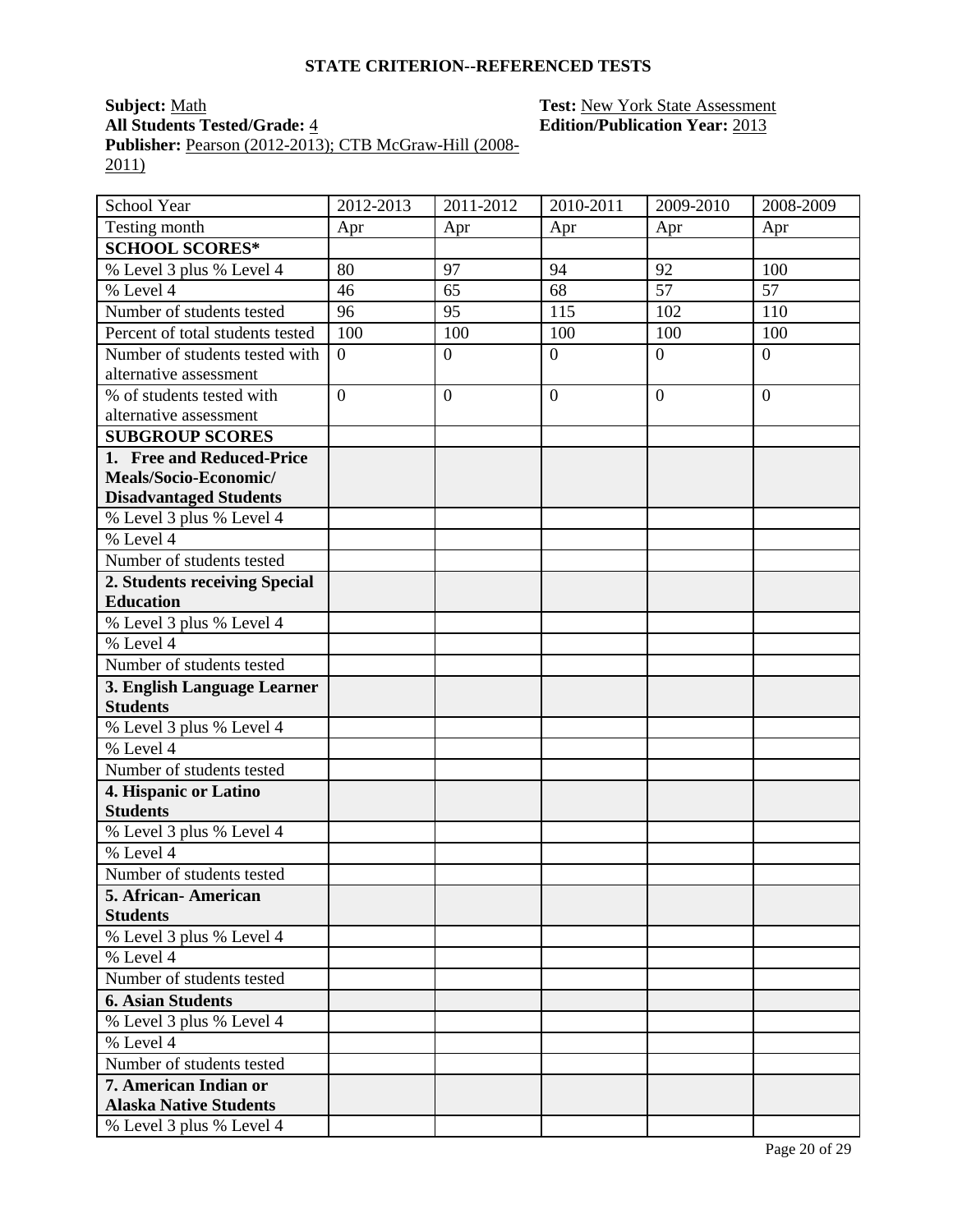## STATE CRITERION--REFERENCED TESTS

**Subject:** Math
**All Students Tested/Grade:** 4
**Publisher:** Pearson (2012-2013); CTB McGraw-Hill (2008-2011)

**Test:** New York State Assessment
**Edition/Publication Year:** 2013

| School Year | 2012-2013 | 2011-2012 | 2010-2011 | 2009-2010 | 2008-2009 |
|---|---|---|---|---|---|
| Testing month | Apr | Apr | Apr | Apr | Apr |
| **SCHOOL SCORES*** | | | | | |
| % Level 3 plus % Level 4 | 80 | 97 | 94 | 92 | 100 |
| % Level 4 | 46 | 65 | 68 | 57 | 57 |
| Number of students tested | 96 | 95 | 115 | 102 | 110 |
| Percent of total students tested | 100 | 100 | 100 | 100 | 100 |
| Number of students tested with alternative assessment | 0 | 0 | 0 | 0 | 0 |
| % of students tested with alternative assessment | 0 | 0 | 0 | 0 | 0 |
| **SUBGROUP SCORES** | | | | | |
| **1. Free and Reduced-Price Meals/Socio-Economic/ Disadvantaged Students** | | | | | |
| % Level 3 plus % Level 4 | | | | | |
| % Level 4 | | | | | |
| Number of students tested | | | | | |
| **2. Students receiving Special Education** | | | | | |
| % Level 3 plus % Level 4 | | | | | |
| % Level 4 | | | | | |
| Number of students tested | | | | | |
| **3. English Language Learner Students** | | | | | |
| % Level 3 plus % Level 4 | | | | | |
| % Level 4 | | | | | |
| Number of students tested | | | | | |
| **4. Hispanic or Latino Students** | | | | | |
| % Level 3 plus % Level 4 | | | | | |
| % Level 4 | | | | | |
| Number of students tested | | | | | |
| **5. African- American Students** | | | | | |
| % Level 3 plus % Level 4 | | | | | |
| % Level 4 | | | | | |
| Number of students tested | | | | | |
| **6. Asian Students** | | | | | |
| % Level 3 plus % Level 4 | | | | | |
| % Level 4 | | | | | |
| Number of students tested | | | | | |
| **7. American Indian or Alaska Native Students** | | | | | |
| % Level 3 plus % Level 4 | | | | | |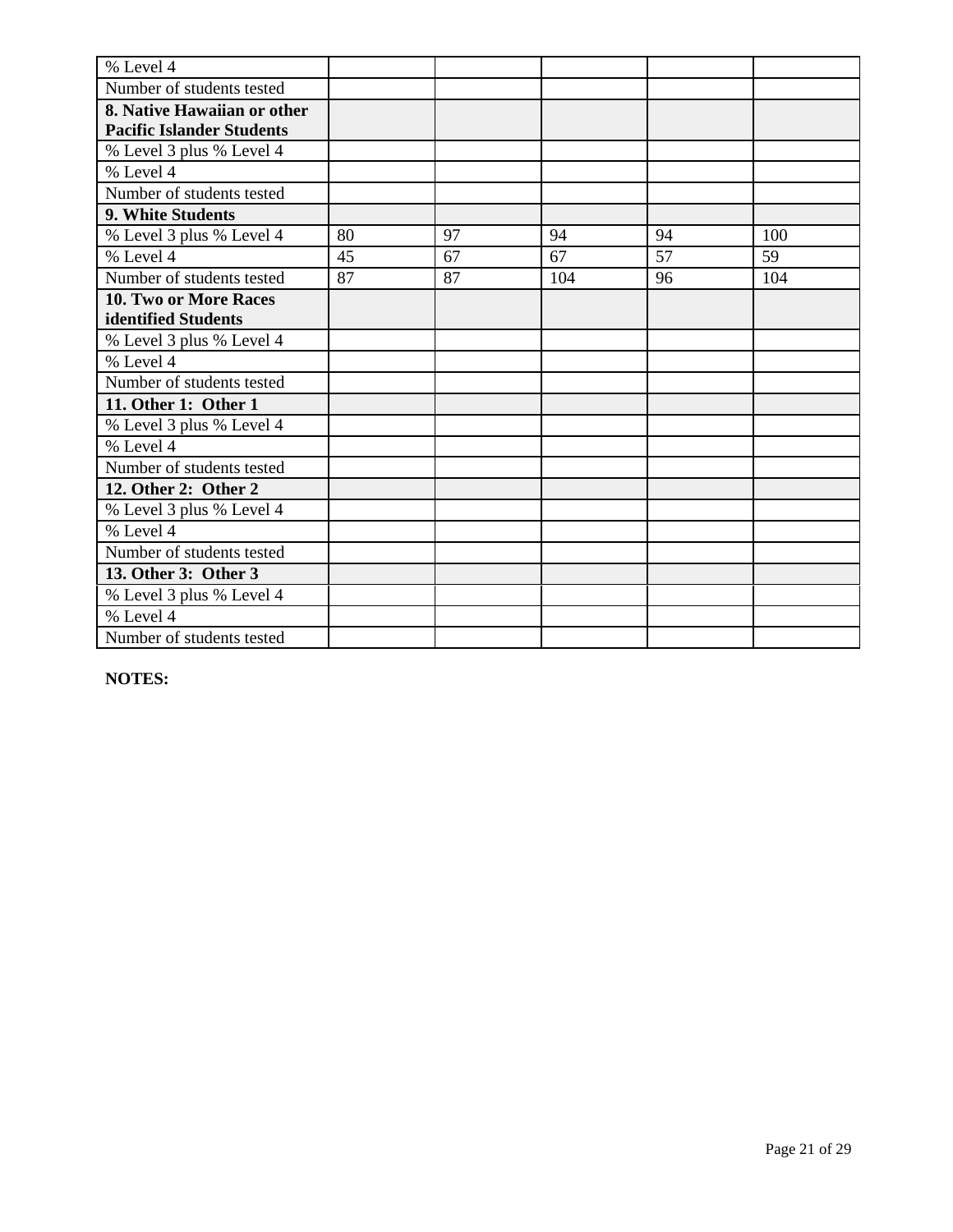| | | | | | |
|---|---|---|---|---|---|
| % Level 4 | | | | | |
| Number of students tested | | | | | |
| **8. Native Hawaiian or other Pacific Islander Students** | | | | | |
| % Level 3 plus % Level 4 | | | | | |
| % Level 4 | | | | | |
| Number of students tested | | | | | |
| **9. White Students** | | | | | |
| % Level 3 plus % Level 4 | 80 | 97 | 94 | 94 | 100 |
| % Level 4 | 45 | 67 | 67 | 57 | 59 |
| Number of students tested | 87 | 87 | 104 | 96 | 104 |
| **10. Two or More Races identified Students** | | | | | |
| % Level 3 plus % Level 4 | | | | | |
| % Level 4 | | | | | |
| Number of students tested | | | | | |
| **11. Other 1: Other 1** | | | | | |
| % Level 3 plus % Level 4 | | | | | |
| % Level 4 | | | | | |
| Number of students tested | | | | | |
| **12. Other 2: Other 2** | | | | | |
| % Level 3 plus % Level 4 | | | | | |
| % Level 4 | | | | | |
| Number of students tested | | | | | |
| **13. Other 3: Other 3** | | | | | |
| % Level 3 plus % Level 4 | | | | | |
| % Level 4 | | | | | |
| Number of students tested | | | | | |

**NOTES:**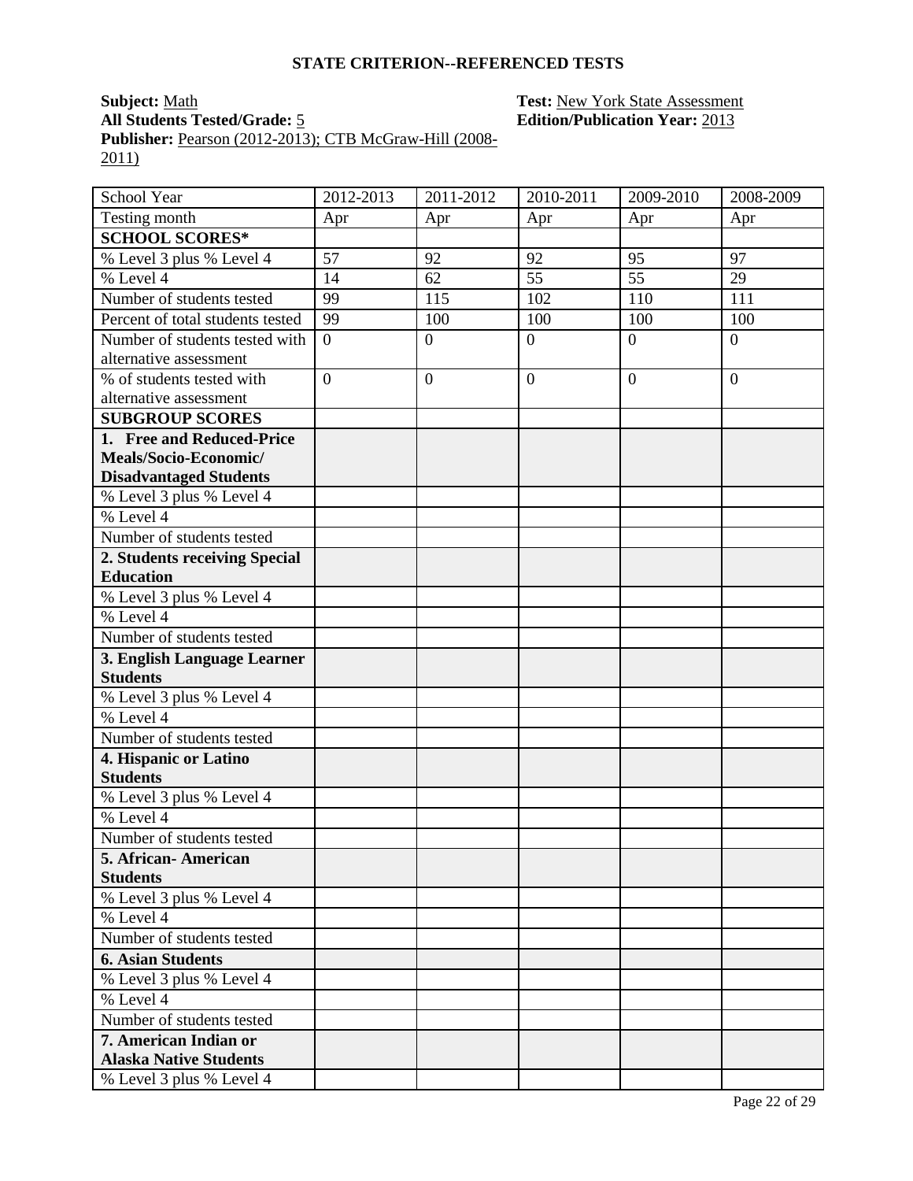## STATE CRITERION--REFERENCED TESTS

**Subject:** Math
**All Students Tested/Grade:** 5
**Publisher:** Pearson (2012-2013); CTB McGraw-Hill (2008-2011)

**Test:** New York State Assessment
**Edition/Publication Year:** 2013

| School Year | 2012-2013 | 2011-2012 | 2010-2011 | 2009-2010 | 2008-2009 |
|---|---|---|---|---|---|
| Testing month | Apr | Apr | Apr | Apr | Apr |
| **SCHOOL SCORES*** | | | | | |
| % Level 3 plus % Level 4 | 57 | 92 | 92 | 95 | 97 |
| % Level 4 | 14 | 62 | 55 | 55 | 29 |
| Number of students tested | 99 | 115 | 102 | 110 | 111 |
| Percent of total students tested | 99 | 100 | 100 | 100 | 100 |
| Number of students tested with alternative assessment | 0 | 0 | 0 | 0 | 0 |
| % of students tested with alternative assessment | 0 | 0 | 0 | 0 | 0 |
| **SUBGROUP SCORES** | | | | | |
| **1. Free and Reduced-Price Meals/Socio-Economic/ Disadvantaged Students** | | | | | |
| % Level 3 plus % Level 4 | | | | | |
| % Level 4 | | | | | |
| Number of students tested | | | | | |
| **2. Students receiving Special Education** | | | | | |
| % Level 3 plus % Level 4 | | | | | |
| % Level 4 | | | | | |
| Number of students tested | | | | | |
| **3. English Language Learner Students** | | | | | |
| % Level 3 plus % Level 4 | | | | | |
| % Level 4 | | | | | |
| Number of students tested | | | | | |
| **4. Hispanic or Latino Students** | | | | | |
| % Level 3 plus % Level 4 | | | | | |
| % Level 4 | | | | | |
| Number of students tested | | | | | |
| **5. African- American Students** | | | | | |
| % Level 3 plus % Level 4 | | | | | |
| % Level 4 | | | | | |
| Number of students tested | | | | | |
| **6. Asian Students** | | | | | |
| % Level 3 plus % Level 4 | | | | | |
| % Level 4 | | | | | |
| Number of students tested | | | | | |
| **7. American Indian or Alaska Native Students** | | | | | |
| % Level 3 plus % Level 4 | | | | | |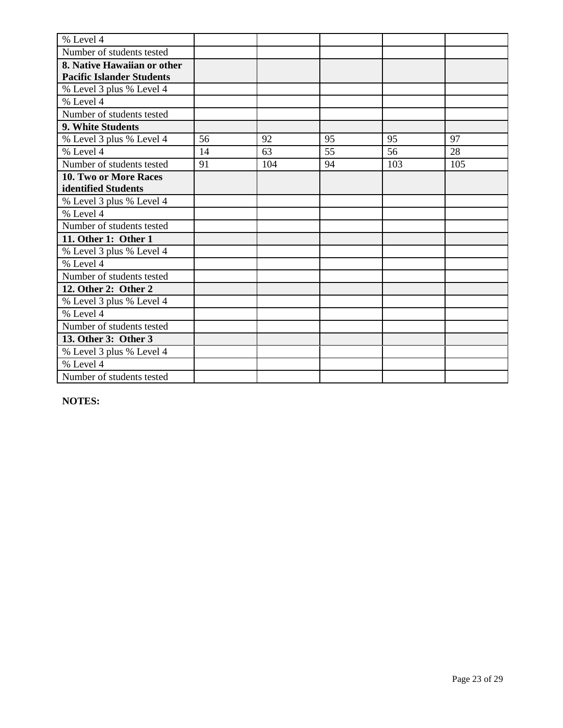| % Level 4 | | | | | |
|---|---|---|---|---|---|
| Number of students tested | | | | | |
| **8. Native Hawaiian or other Pacific Islander Students** | | | | | |
| % Level 3 plus % Level 4 | | | | | |
| % Level 4 | | | | | |
| Number of students tested | | | | | |
| **9. White Students** | | | | | |
| % Level 3 plus % Level 4 | 56 | 92 | 95 | 95 | 97 |
| % Level 4 | 14 | 63 | 55 | 56 | 28 |
| Number of students tested | 91 | 104 | 94 | 103 | 105 |
| **10. Two or More Races identified Students** | | | | | |
| % Level 3 plus % Level 4 | | | | | |
| % Level 4 | | | | | |
| Number of students tested | | | | | |
| **11. Other 1: Other 1** | | | | | |
| % Level 3 plus % Level 4 | | | | | |
| % Level 4 | | | | | |
| Number of students tested | | | | | |
| **12. Other 2: Other 2** | | | | | |
| % Level 3 plus % Level 4 | | | | | |
| % Level 4 | | | | | |
| Number of students tested | | | | | |
| **13. Other 3: Other 3** | | | | | |
| % Level 3 plus % Level 4 | | | | | |
| % Level 4 | | | | | |
| Number of students tested | | | | | |

**NOTES:**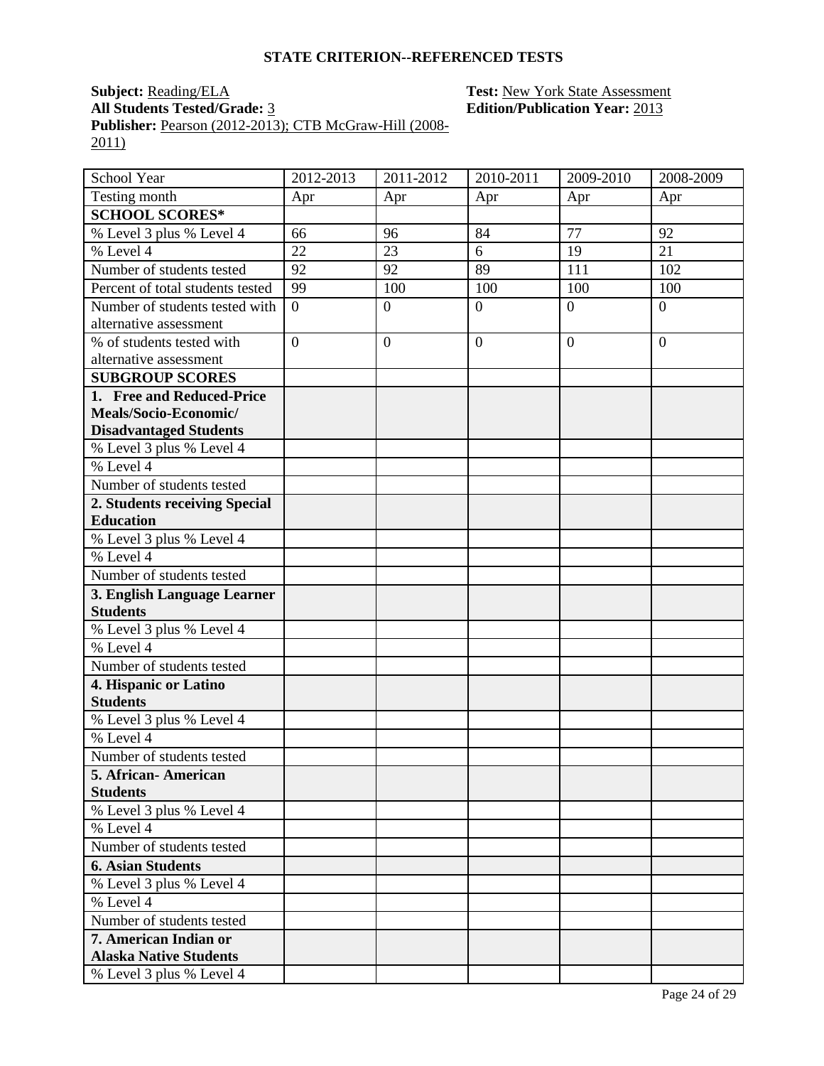## STATE CRITERION--REFERENCED TESTS

**Subject:** Reading/ELA
**All Students Tested/Grade:** 3
**Publisher:** Pearson (2012-2013); CTB McGraw-Hill (2008-2011)
**Test:** New York State Assessment
**Edition/Publication Year:** 2013

| School Year | 2012-2013 | 2011-2012 | 2010-2011 | 2009-2010 | 2008-2009 |
|---|---|---|---|---|---|
| Testing month | Apr | Apr | Apr | Apr | Apr |
| **SCHOOL SCORES*** | | | | | |
| % Level 3 plus % Level 4 | 66 | 96 | 84 | 77 | 92 |
| % Level 4 | 22 | 23 | 6 | 19 | 21 |
| Number of students tested | 92 | 92 | 89 | 111 | 102 |
| Percent of total students tested | 99 | 100 | 100 | 100 | 100 |
| Number of students tested with alternative assessment | 0 | 0 | 0 | 0 | 0 |
| % of students tested with alternative assessment | 0 | 0 | 0 | 0 | 0 |
| **SUBGROUP SCORES** | | | | | |
| **1. Free and Reduced-Price Meals/Socio-Economic/ Disadvantaged Students** | | | | | |
| % Level 3 plus % Level 4 | | | | | |
| % Level 4 | | | | | |
| Number of students tested | | | | | |
| **2. Students receiving Special Education** | | | | | |
| % Level 3 plus % Level 4 | | | | | |
| % Level 4 | | | | | |
| Number of students tested | | | | | |
| **3. English Language Learner Students** | | | | | |
| % Level 3 plus % Level 4 | | | | | |
| % Level 4 | | | | | |
| Number of students tested | | | | | |
| **4. Hispanic or Latino Students** | | | | | |
| % Level 3 plus % Level 4 | | | | | |
| % Level 4 | | | | | |
| Number of students tested | | | | | |
| **5. African- American Students** | | | | | |
| % Level 3 plus % Level 4 | | | | | |
| % Level 4 | | | | | |
| Number of students tested | | | | | |
| **6. Asian Students** | | | | | |
| % Level 3 plus % Level 4 | | | | | |
| % Level 4 | | | | | |
| Number of students tested | | | | | |
| **7. American Indian or Alaska Native Students** | | | | | |
| % Level 3 plus % Level 4 | | | | | |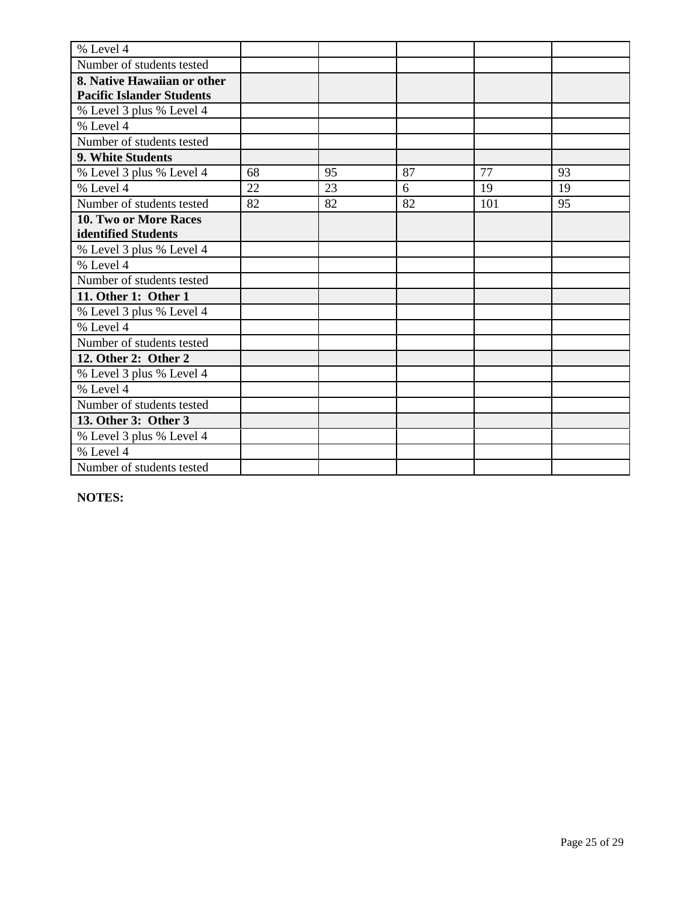| % Level 4 | | | | | |
|---|---|---|---|---|---|
| Number of students tested | | | | | |
| **8. Native Hawaiian or other Pacific Islander Students** | | | | | |
| % Level 3 plus % Level 4 | | | | | |
| % Level 4 | | | | | |
| Number of students tested | | | | | |
| **9. White Students** | | | | | |
| % Level 3 plus % Level 4 | 68 | 95 | 87 | 77 | 93 |
| % Level 4 | 22 | 23 | 6 | 19 | 19 |
| Number of students tested | 82 | 82 | 82 | 101 | 95 |
| **10. Two or More Races identified Students** | | | | | |
| % Level 3 plus % Level 4 | | | | | |
| % Level 4 | | | | | |
| Number of students tested | | | | | |
| **11. Other 1: Other 1** | | | | | |
| % Level 3 plus % Level 4 | | | | | |
| % Level 4 | | | | | |
| Number of students tested | | | | | |
| **12. Other 2: Other 2** | | | | | |
| % Level 3 plus % Level 4 | | | | | |
| % Level 4 | | | | | |
| Number of students tested | | | | | |
| **13. Other 3: Other 3** | | | | | |
| % Level 3 plus % Level 4 | | | | | |
| % Level 4 | | | | | |
| Number of students tested | | | | | |

**NOTES:**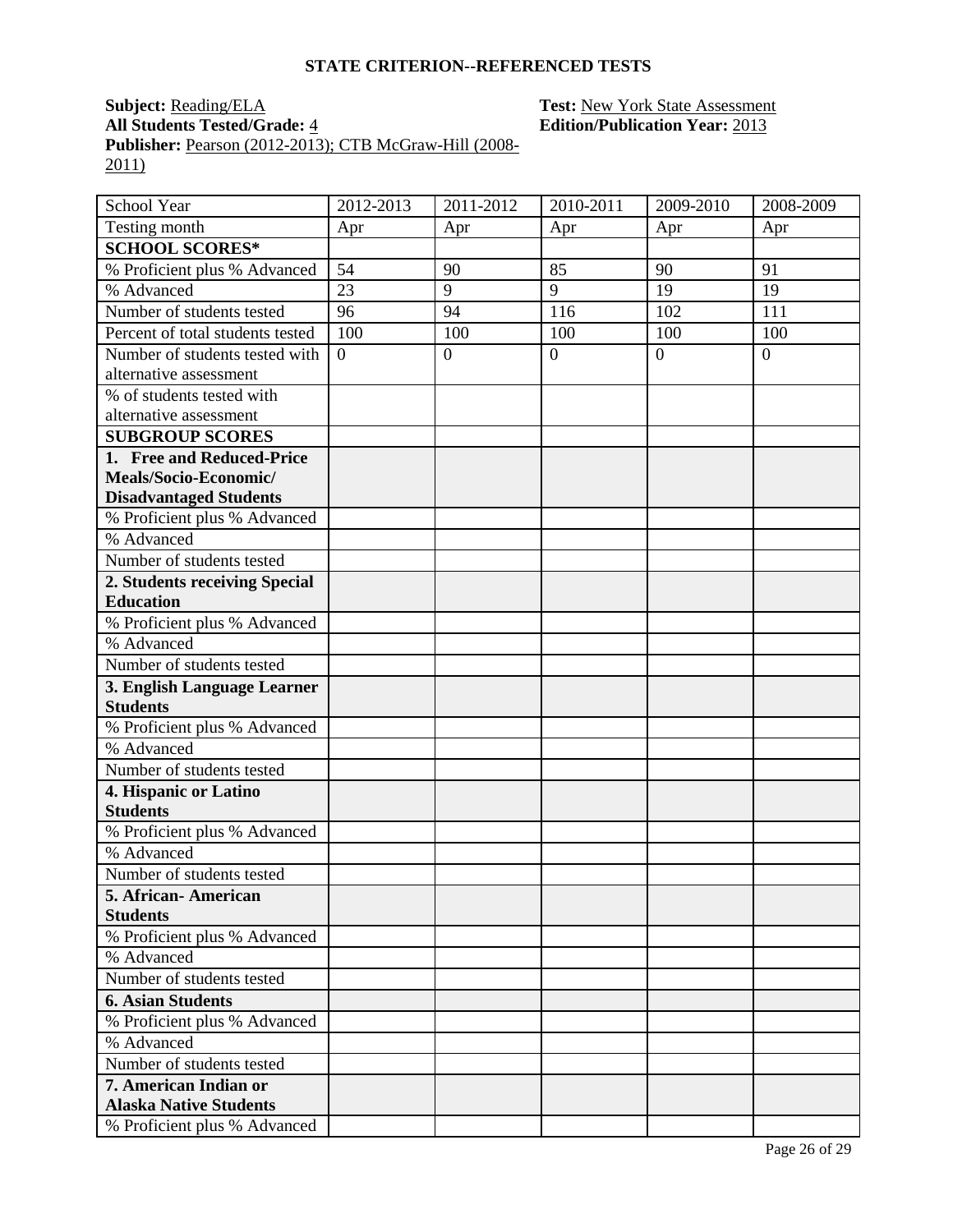## STATE CRITERION--REFERENCED TESTS

**Subject:** Reading/ELA
**Test:** New York State Assessment
**All Students Tested/Grade:** 4
**Edition/Publication Year:** 2013
**Publisher:** Pearson (2012-2013); CTB McGraw-Hill (2008-2011)

| School Year | 2012-2013 | 2011-2012 | 2010-2011 | 2009-2010 | 2008-2009 |
|---|---|---|---|---|---|
| Testing month | Apr | Apr | Apr | Apr | Apr |
| **SCHOOL SCORES*** | | | | | |
| % Proficient plus % Advanced | 54 | 90 | 85 | 90 | 91 |
| % Advanced | 23 | 9 | 9 | 19 | 19 |
| Number of students tested | 96 | 94 | 116 | 102 | 111 |
| Percent of total students tested | 100 | 100 | 100 | 100 | 100 |
| Number of students tested with alternative assessment | 0 | 0 | 0 | 0 | 0 |
| % of students tested with alternative assessment | | | | | |
| **SUBGROUP SCORES** | | | | | |
| **1. Free and Reduced-Price Meals/Socio-Economic/ Disadvantaged Students** | | | | | |
| % Proficient plus % Advanced | | | | | |
| % Advanced | | | | | |
| Number of students tested | | | | | |
| **2. Students receiving Special Education** | | | | | |
| % Proficient plus % Advanced | | | | | |
| % Advanced | | | | | |
| Number of students tested | | | | | |
| **3. English Language Learner Students** | | | | | |
| % Proficient plus % Advanced | | | | | |
| % Advanced | | | | | |
| Number of students tested | | | | | |
| **4. Hispanic or Latino Students** | | | | | |
| % Proficient plus % Advanced | | | | | |
| % Advanced | | | | | |
| Number of students tested | | | | | |
| **5. African- American Students** | | | | | |
| % Proficient plus % Advanced | | | | | |
| % Advanced | | | | | |
| Number of students tested | | | | | |
| **6. Asian Students** | | | | | |
| % Proficient plus % Advanced | | | | | |
| % Advanced | | | | | |
| Number of students tested | | | | | |
| **7. American Indian or Alaska Native Students** | | | | | |
| % Proficient plus % Advanced | | | | | |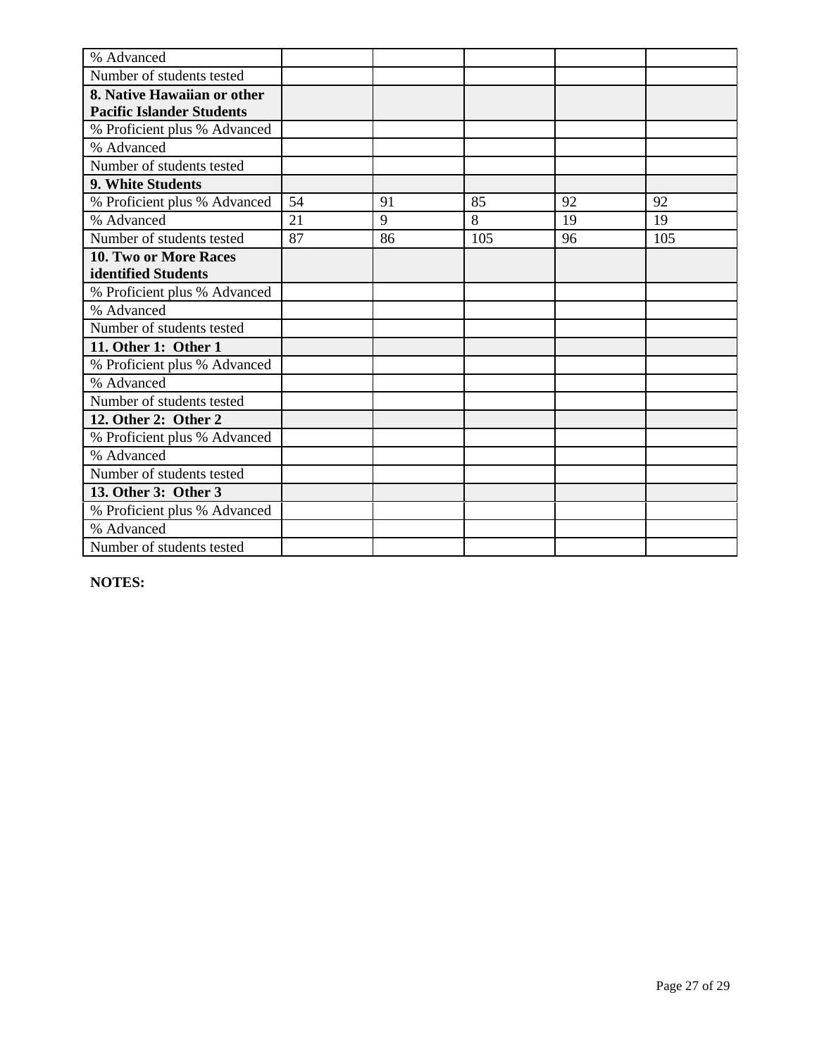| % Advanced | | | | | |
|---|---|---|---|---|---|
| Number of students tested | | | | | |
| **8. Native Hawaiian or other Pacific Islander Students** | | | | | |
| % Proficient plus % Advanced | | | | | |
| % Advanced | | | | | |
| Number of students tested | | | | | |
| **9. White Students** | | | | | |
| % Proficient plus % Advanced | 54 | 91 | 85 | 92 | 92 |
| % Advanced | 21 | 9 | 8 | 19 | 19 |
| Number of students tested | 87 | 86 | 105 | 96 | 105 |
| **10. Two or More Races identified Students** | | | | | |
| % Proficient plus % Advanced | | | | | |
| % Advanced | | | | | |
| Number of students tested | | | | | |
| **11. Other 1: Other 1** | | | | | |
| % Proficient plus % Advanced | | | | | |
| % Advanced | | | | | |
| Number of students tested | | | | | |
| **12. Other 2: Other 2** | | | | | |
| % Proficient plus % Advanced | | | | | |
| % Advanced | | | | | |
| Number of students tested | | | | | |
| **13. Other 3: Other 3** | | | | | |
| % Proficient plus % Advanced | | | | | |
| % Advanced | | | | | |
| Number of students tested | | | | | |

**NOTES:**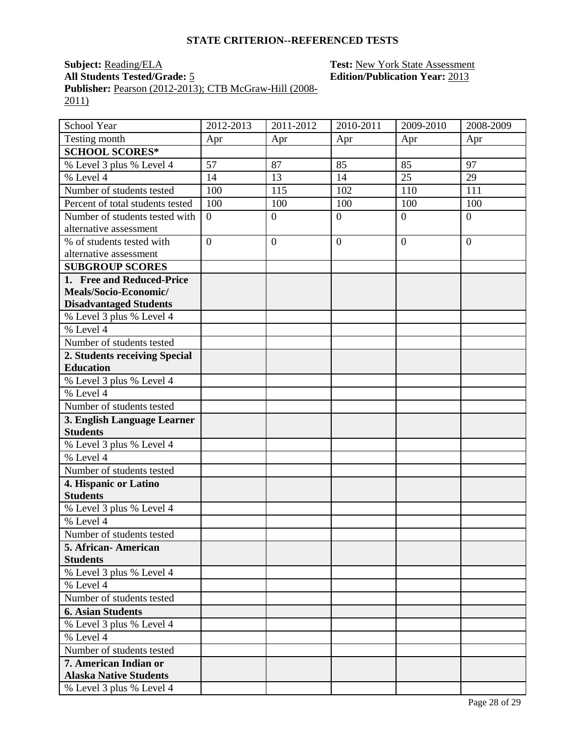## STATE CRITERION--REFERENCED TESTS

**Subject:** Reading/ELA
**All Students Tested/Grade:** 5
**Publisher:** Pearson (2012-2013); CTB McGraw-Hill (2008-2011)

**Test:** New York State Assessment
**Edition/Publication Year:** 2013

| School Year | 2012-2013 | 2011-2012 | 2010-2011 | 2009-2010 | 2008-2009 |
|---|---|---|---|---|---|
| Testing month | Apr | Apr | Apr | Apr | Apr |
| **SCHOOL SCORES*** | | | | | |
| % Level 3 plus % Level 4 | 57 | 87 | 85 | 85 | 97 |
| % Level 4 | 14 | 13 | 14 | 25 | 29 |
| Number of students tested | 100 | 115 | 102 | 110 | 111 |
| Percent of total students tested | 100 | 100 | 100 | 100 | 100 |
| Number of students tested with alternative assessment | 0 | 0 | 0 | 0 | 0 |
| % of students tested with alternative assessment | 0 | 0 | 0 | 0 | 0 |
| **SUBGROUP SCORES** | | | | | |
| **1. Free and Reduced-Price Meals/Socio-Economic/ Disadvantaged Students** | | | | | |
| % Level 3 plus % Level 4 | | | | | |
| % Level 4 | | | | | |
| Number of students tested | | | | | |
| **2. Students receiving Special Education** | | | | | |
| % Level 3 plus % Level 4 | | | | | |
| % Level 4 | | | | | |
| Number of students tested | | | | | |
| **3. English Language Learner Students** | | | | | |
| % Level 3 plus % Level 4 | | | | | |
| % Level 4 | | | | | |
| Number of students tested | | | | | |
| **4. Hispanic or Latino Students** | | | | | |
| % Level 3 plus % Level 4 | | | | | |
| % Level 4 | | | | | |
| Number of students tested | | | | | |
| **5. African- American Students** | | | | | |
| % Level 3 plus % Level 4 | | | | | |
| % Level 4 | | | | | |
| Number of students tested | | | | | |
| **6. Asian Students** | | | | | |
| % Level 3 plus % Level 4 | | | | | |
| % Level 4 | | | | | |
| Number of students tested | | | | | |
| **7. American Indian or Alaska Native Students** | | | | | |
| % Level 3 plus % Level 4 | | | | | |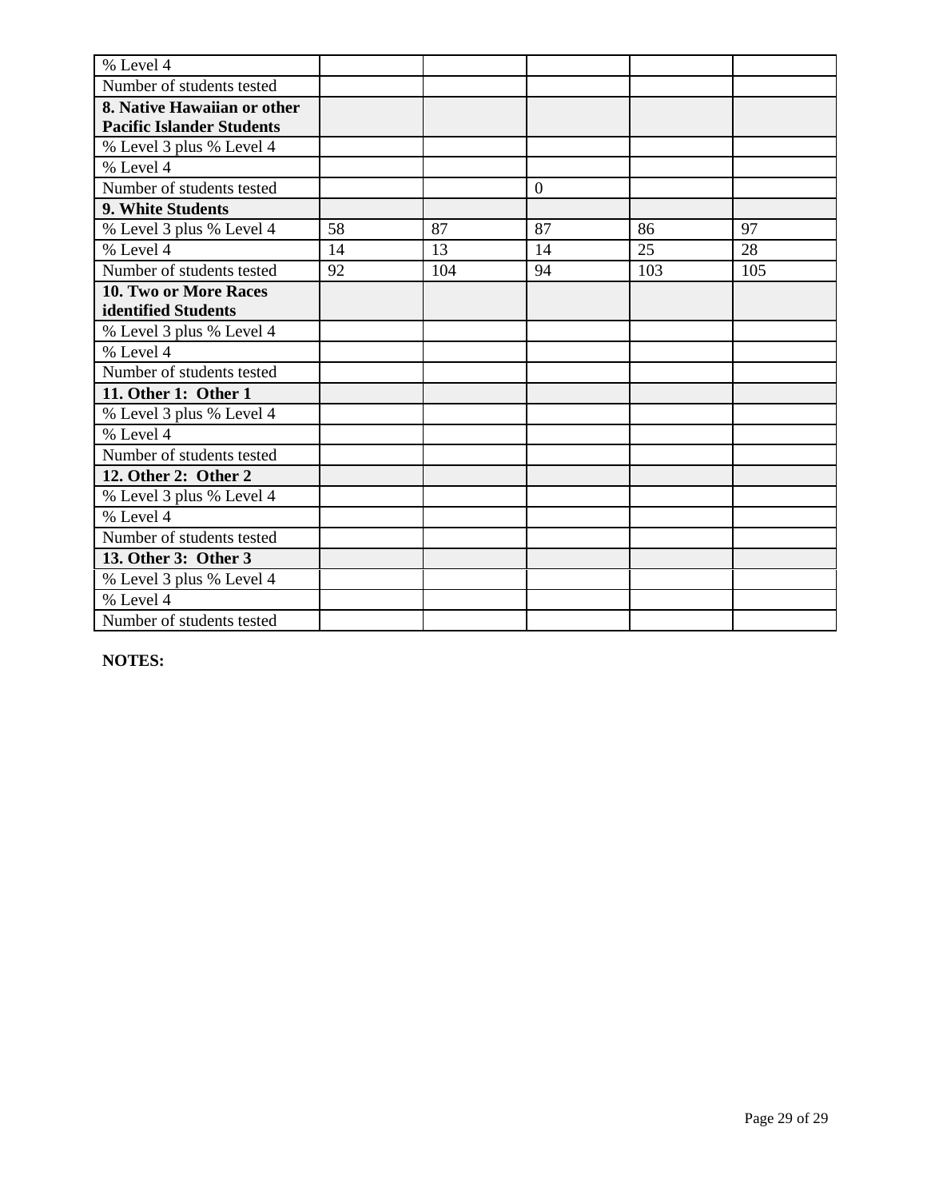| | | | | | |
|---|---|---|---|---|---|
| % Level 4 | | | | | |
| Number of students tested | | | | | |
| **8. Native Hawaiian or other Pacific Islander Students** | | | | | |
| % Level 3 plus % Level 4 | | | | | |
| % Level 4 | | | | | |
| Number of students tested | | | 0 | | |
| **9. White Students** | | | | | |
| % Level 3 plus % Level 4 | 58 | 87 | 87 | 86 | 97 |
| % Level 4 | 14 | 13 | 14 | 25 | 28 |
| Number of students tested | 92 | 104 | 94 | 103 | 105 |
| **10. Two or More Races identified Students** | | | | | |
| % Level 3 plus % Level 4 | | | | | |
| % Level 4 | | | | | |
| Number of students tested | | | | | |
| **11. Other 1: Other 1** | | | | | |
| % Level 3 plus % Level 4 | | | | | |
| % Level 4 | | | | | |
| Number of students tested | | | | | |
| **12. Other 2: Other 2** | | | | | |
| % Level 3 plus % Level 4 | | | | | |
| % Level 4 | | | | | |
| Number of students tested | | | | | |
| **13. Other 3: Other 3** | | | | | |
| % Level 3 plus % Level 4 | | | | | |
| % Level 4 | | | | | |
| Number of students tested | | | | | |

**NOTES:**